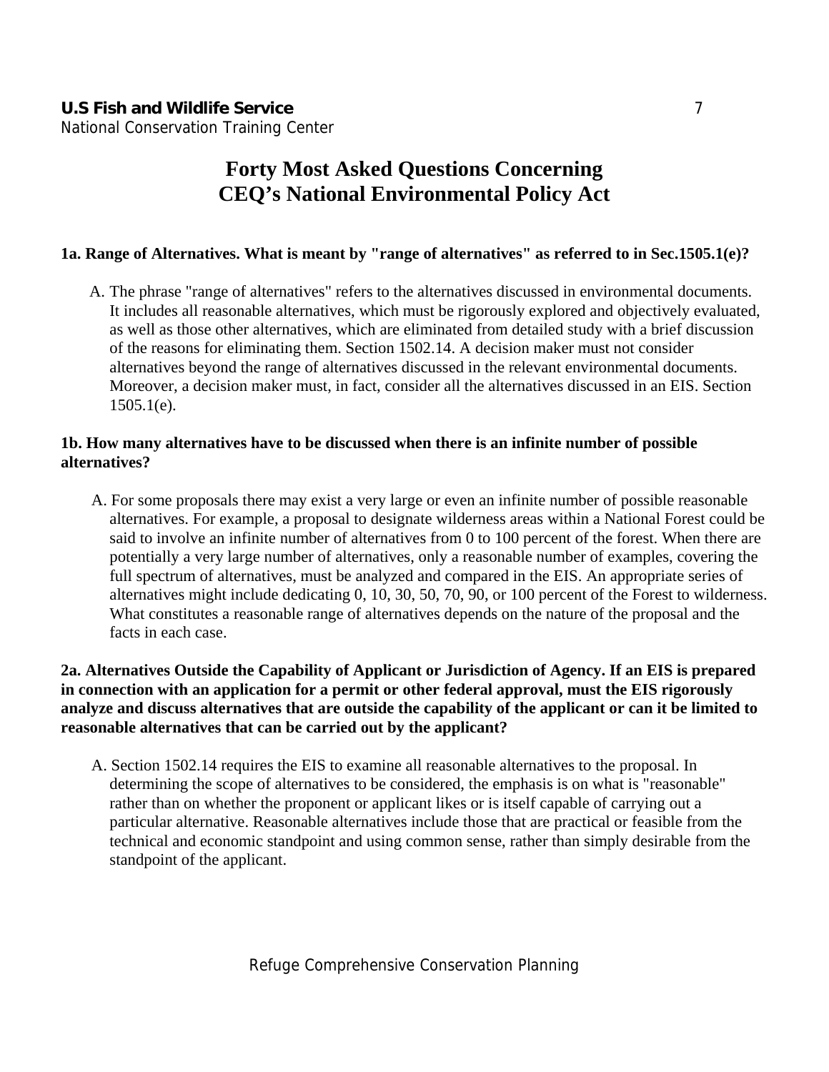# Forty Most Asked Questions Concerning CEQ's National Environmental Policy Act

**1a. Range of Alternatives. What is meant by "range of alternatives" as referred to in Sec.1505.1(e)?**

A. The phrase "range of alternatives" refers to the alternatives discussed in environmental documents. It includes all reasonable alternatives, which must be rigorously explored and objectively evaluated, as well as those other alternatives, which are eliminated from detailed study with a brief discussion of the reasons for eliminating them. Section 1502.14. A decision maker must not consider alternatives beyond the range of alternatives discussed in the relevant environmental documents. Moreover, a decision maker must, in fact, consider all the alternatives discussed in an EIS. Section 1505.1(e).

**1b. How many alternatives have to be discussed when there is an infinite number of possible alternatives?**

A. For some proposals there may exist a very large or even an infinite number of possible reasonable alternatives. For example, a proposal to designate wilderness areas within a National Forest could be said to involve an infinite number of alternatives from 0 to 100 percent of the forest. When there are potentially a very large number of alternatives, only a reasonable number of examples, covering the full spectrum of alternatives, must be analyzed and compared in the EIS. An appropriate series of alternatives might include dedicating 0, 10, 30, 50, 70, 90, or 100 percent of the Forest to wilderness. What constitutes a reasonable range of alternatives depends on the nature of the proposal and the facts in each case.

**2a. Alternatives Outside the Capability of Applicant or Jurisdiction of Agency. If an EIS is prepared in connection with an application for a permit or other federal approval, must the EIS rigorously analyze and discuss alternatives that are outside the capability of the applicant or can it be limited to reasonable alternatives that can be carried out by the applicant?**

A. Section 1502.14 requires the EIS to examine all reasonable alternatives to the proposal. In determining the scope of alternatives to be considered, the emphasis is on what is "reasonable" rather than on whether the proponent or applicant likes or is itself capable of carrying out a particular alternative. Reasonable alternatives include those that are practical or feasible from the technical and economic standpoint and using common sense, rather than simply desirable from the standpoint of the applicant.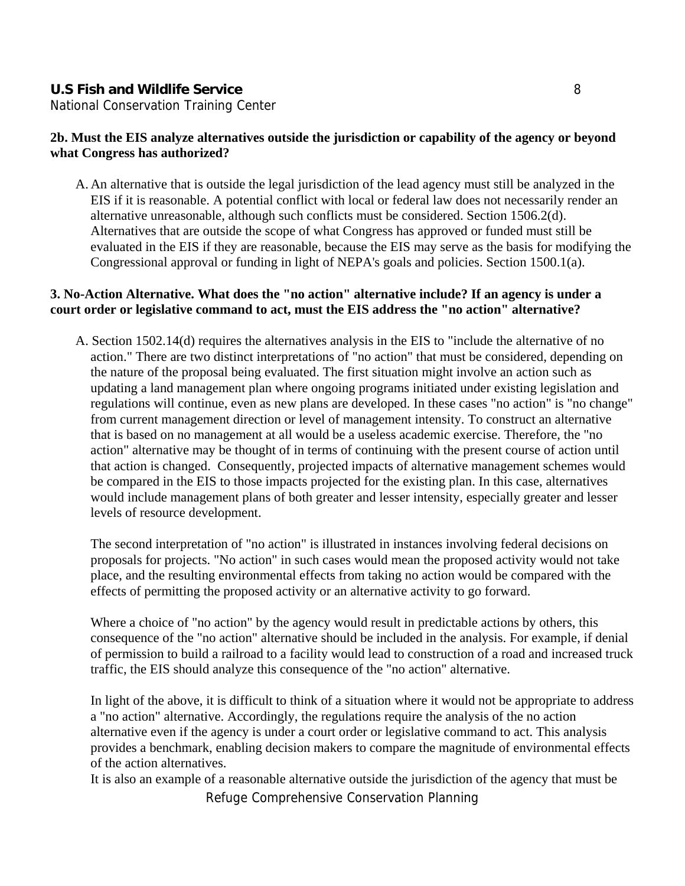**2b. Must the EIS analyze alternatives outside the jurisdiction or capability of the agency or beyond what Congress has authorized?**

A. An alternative that is outside the legal jurisdiction of the lead agency must still be analyzed in the EIS if it is reasonable. A potential conflict with local or federal law does not necessarily render an alternative unreasonable, although such conflicts must be considered. Section 1506.2(d). Alternatives that are outside the scope of what Congress has approved or funded must still be evaluated in the EIS if they are reasonable, because the EIS may serve as the basis for modifying the Congressional approval or funding in light of NEPA's goals and policies. Section 1500.1(a).

**3. No-Action Alternative. What does the "no action" alternative include? If an agency is under a court order or legislative command to act, must the EIS address the "no action" alternative?**

A. Section 1502.14(d) requires the alternatives analysis in the EIS to "include the alternative of no action." There are two distinct interpretations of "no action" that must be considered, depending on the nature of the proposal being evaluated. The first situation might involve an action such as updating a land management plan where ongoing programs initiated under existing legislation and regulations will continue, even as new plans are developed. In these cases "no action" is "no change" from current management direction or level of management intensity. To construct an alternative that is based on no management at all would be a useless academic exercise. Therefore, the "no action" alternative may be thought of in terms of continuing with the present course of action until that action is changed. Consequently, projected impacts of alternative management schemes would be compared in the EIS to those impacts projected for the existing plan. In this case, alternatives would include management plans of both greater and lesser intensity, especially greater and lesser levels of resource development.

The second interpretation of "no action" is illustrated in instances involving federal decisions on proposals for projects. "No action" in such cases would mean the proposed activity would not take place, and the resulting environmental effects from taking no action would be compared with the effects of permitting the proposed activity or an alternative activity to go forward.

Where a choice of "no action" by the agency would result in predictable actions by others, this consequence of the "no action" alternative should be included in the analysis. For example, if denial of permission to build a railroad to a facility would lead to construction of a road and increased truck traffic, the EIS should analyze this consequence of the "no action" alternative.

In light of the above, it is difficult to think of a situation where it would not be appropriate to address a "no action" alternative. Accordingly, the regulations require the analysis of the no action alternative even if the agency is under a court order or legislative command to act. This analysis provides a benchmark, enabling decision makers to compare the magnitude of environmental effects of the action alternatives.

It is also an example of a reasonable alternative outside the jurisdiction of the agency that must be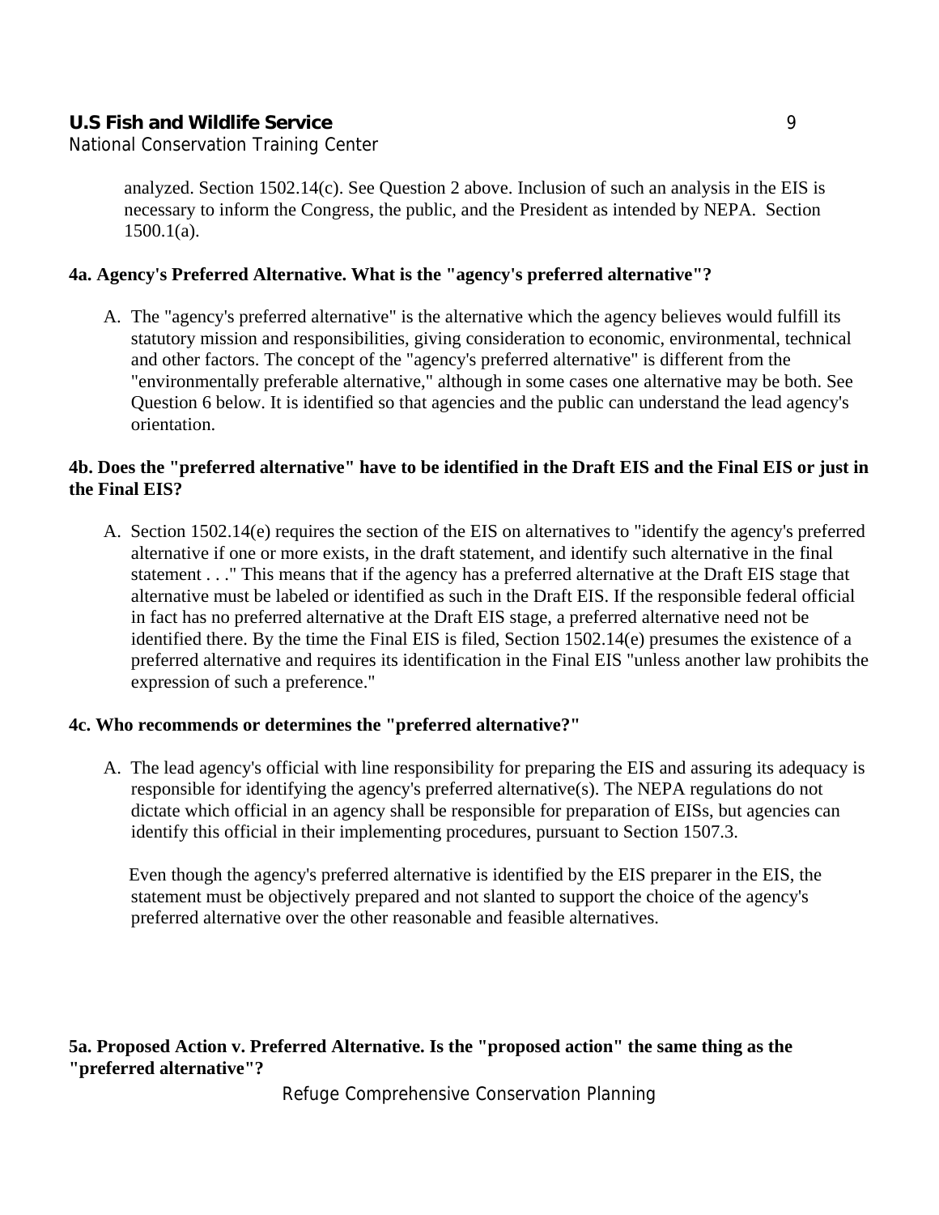analyzed. Section 1502.14(c). See Question 2 above. Inclusion of such an analysis in the EIS is necessary to inform the Congress, the public, and the President as intended by NEPA. Section 1500.1(a).

**4a. Agency's Preferred Alternative. What is the "agency's preferred alternative"?**

A. The "agency's preferred alternative" is the alternative which the agency believes would fulfill its statutory mission and responsibilities, giving consideration to economic, environmental, technical and other factors. The concept of the "agency's preferred alternative" is different from the "environmentally preferable alternative," although in some cases one alternative may be both. See Question 6 below. It is identified so that agencies and the public can understand the lead agency's orientation.

**4b. Does the "preferred alternative" have to be identified in the Draft EIS and the Final EIS or just in the Final EIS?**

A. Section 1502.14(e) requires the section of the EIS on alternatives to "identify the agency's preferred alternative if one or more exists, in the draft statement, and identify such alternative in the final statement . . ." This means that if the agency has a preferred alternative at the Draft EIS stage that alternative must be labeled or identified as such in the Draft EIS. If the responsible federal official in fact has no preferred alternative at the Draft EIS stage, a preferred alternative need not be identified there. By the time the Final EIS is filed, Section 1502.14(e) presumes the existence of a preferred alternative and requires its identification in the Final EIS "unless another law prohibits the expression of such a preference."

**4c. Who recommends or determines the "preferred alternative?"**

A. The lead agency's official with line responsibility for preparing the EIS and assuring its adequacy is responsible for identifying the agency's preferred alternative(s). The NEPA regulations do not dictate which official in an agency shall be responsible for preparation of EISs, but agencies can identify this official in their implementing procedures, pursuant to Section 1507.3.

Even though the agency's preferred alternative is identified by the EIS preparer in the EIS, the statement must be objectively prepared and not slanted to support the choice of the agency's preferred alternative over the other reasonable and feasible alternatives.

**5a. Proposed Action v. Preferred Alternative. Is the "proposed action" the same thing as the "preferred alternative"?**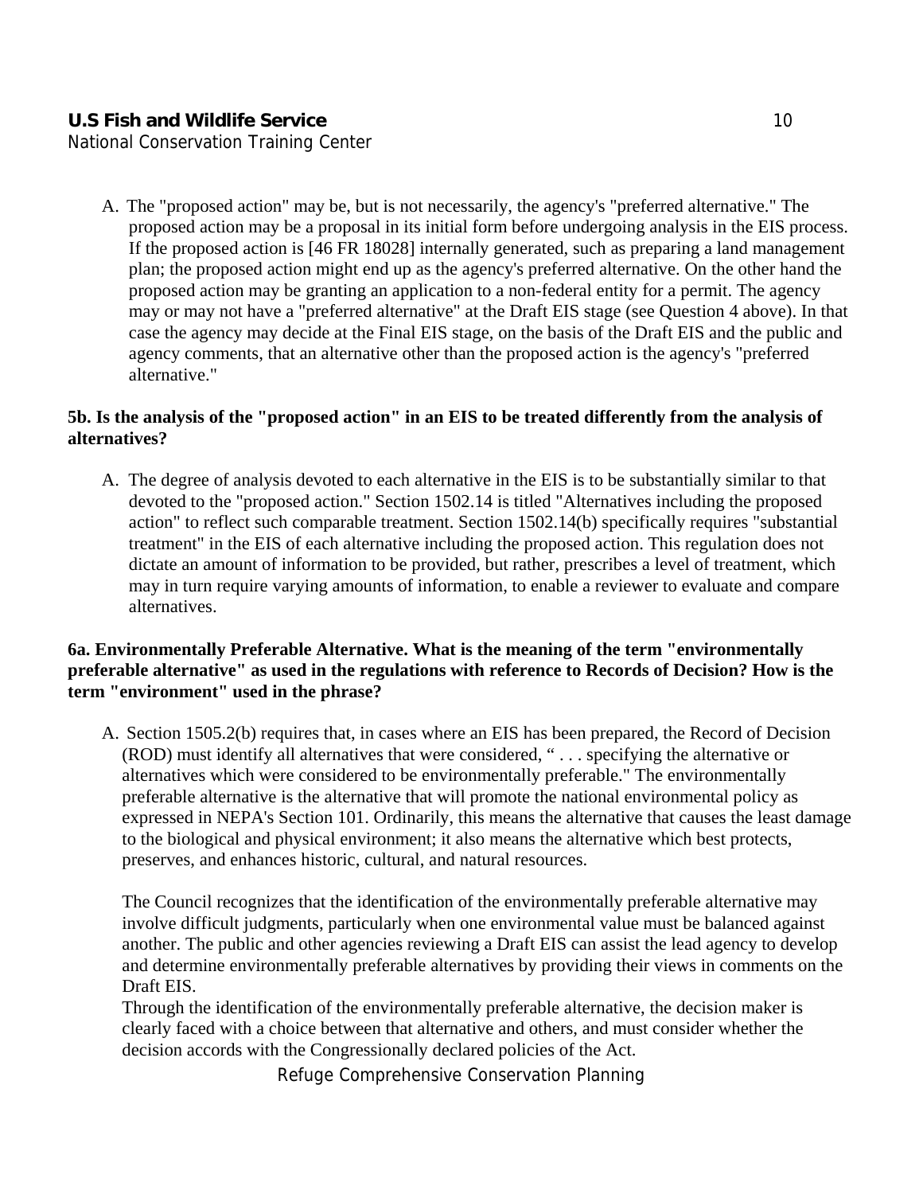A. The "proposed action" may be, but is not necessarily, the agency's "preferred alternative." The proposed action may be a proposal in its initial form before undergoing analysis in the EIS process. If the proposed action is [46 FR 18028] internally generated, such as preparing a land management plan; the proposed action might end up as the agency's preferred alternative. On the other hand the proposed action may be granting an application to a non-federal entity for a permit. The agency may or may not have a "preferred alternative" at the Draft EIS stage (see Question 4 above). In that case the agency may decide at the Final EIS stage, on the basis of the Draft EIS and the public and agency comments, that an alternative other than the proposed action is the agency's "preferred alternative."

**5b. Is the analysis of the "proposed action" in an EIS to be treated differently from the analysis of alternatives?**

A. The degree of analysis devoted to each alternative in the EIS is to be substantially similar to that devoted to the "proposed action." Section 1502.14 is titled "Alternatives including the proposed action" to reflect such comparable treatment. Section 1502.14(b) specifically requires "substantial treatment" in the EIS of each alternative including the proposed action. This regulation does not dictate an amount of information to be provided, but rather, prescribes a level of treatment, which may in turn require varying amounts of information, to enable a reviewer to evaluate and compare alternatives.

**6a. Environmentally Preferable Alternative. What is the meaning of the term "environmentally preferable alternative" as used in the regulations with reference to Records of Decision? How is the term "environment" used in the phrase?**

A. Section 1505.2(b) requires that, in cases where an EIS has been prepared, the Record of Decision (ROD) must identify all alternatives that were considered, " . . . specifying the alternative or alternatives which were considered to be environmentally preferable." The environmentally preferable alternative is the alternative that will promote the national environmental policy as expressed in NEPA's Section 101. Ordinarily, this means the alternative that causes the least damage to the biological and physical environment; it also means the alternative which best protects, preserves, and enhances historic, cultural, and natural resources.

The Council recognizes that the identification of the environmentally preferable alternative may involve difficult judgments, particularly when one environmental value must be balanced against another. The public and other agencies reviewing a Draft EIS can assist the lead agency to develop and determine environmentally preferable alternatives by providing their views in comments on the Draft EIS.

Through the identification of the environmentally preferable alternative, the decision maker is clearly faced with a choice between that alternative and others, and must consider whether the decision accords with the Congressionally declared policies of the Act.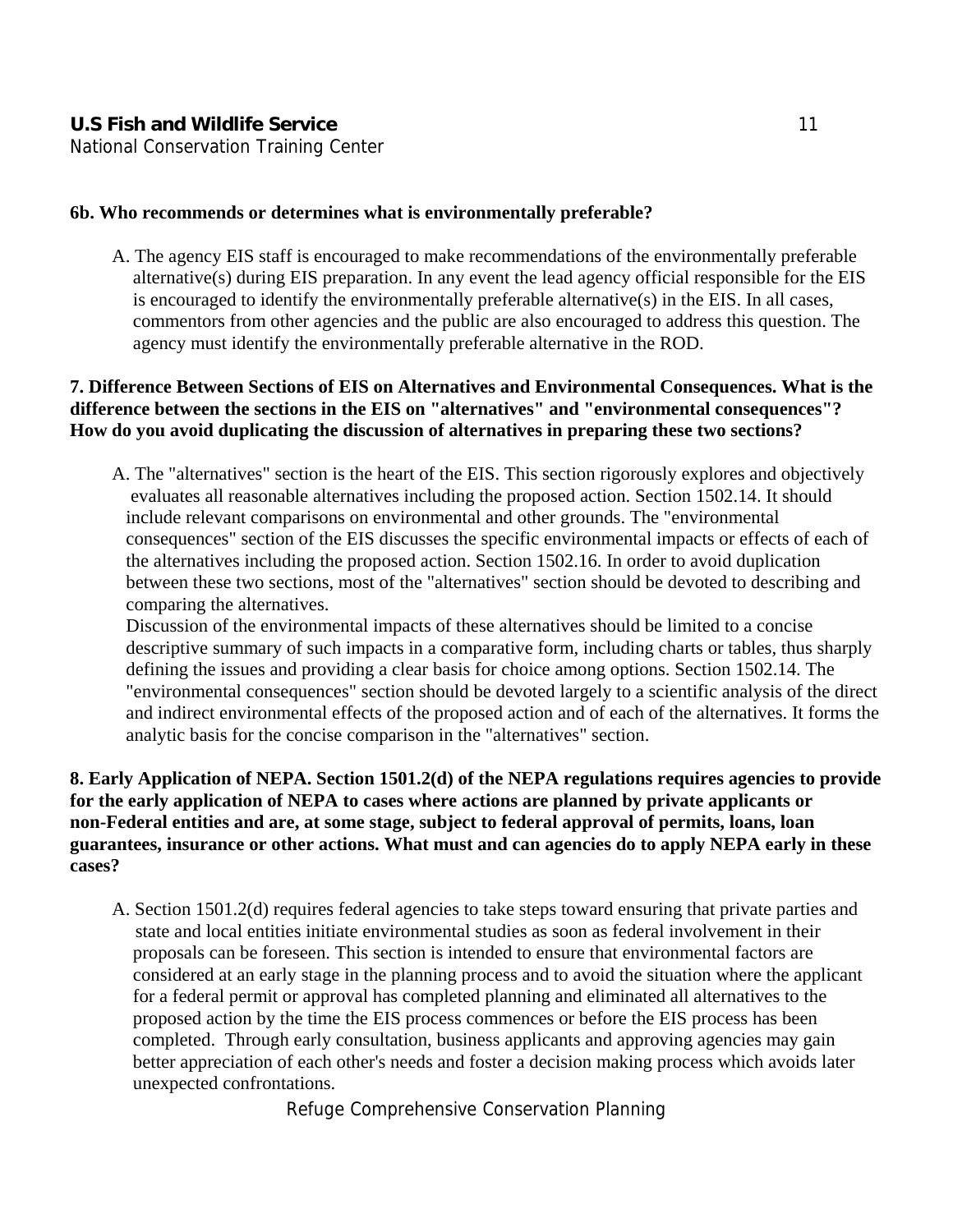**6b. Who recommends or determines what is environmentally preferable?**

A. The agency EIS staff is encouraged to make recommendations of the environmentally preferable alternative(s) during EIS preparation. In any event the lead agency official responsible for the EIS is encouraged to identify the environmentally preferable alternative(s) in the EIS. In all cases, commentors from other agencies and the public are also encouraged to address this question. The agency must identify the environmentally preferable alternative in the ROD.

**7. Difference Between Sections of EIS on Alternatives and Environmental Consequences. What is the difference between the sections in the EIS on "alternatives" and "environmental consequences"? How do you avoid duplicating the discussion of alternatives in preparing these two sections?**

A. The "alternatives" section is the heart of the EIS. This section rigorously explores and objectively evaluates all reasonable alternatives including the proposed action. Section 1502.14. It should include relevant comparisons on environmental and other grounds. The "environmental consequences" section of the EIS discusses the specific environmental impacts or effects of each of the alternatives including the proposed action. Section 1502.16. In order to avoid duplication between these two sections, most of the "alternatives" section should be devoted to describing and comparing the alternatives.

Discussion of the environmental impacts of these alternatives should be limited to a concise descriptive summary of such impacts in a comparative form, including charts or tables, thus sharply defining the issues and providing a clear basis for choice among options. Section 1502.14. The "environmental consequences" section should be devoted largely to a scientific analysis of the direct and indirect environmental effects of the proposed action and of each of the alternatives. It forms the analytic basis for the concise comparison in the "alternatives" section.

**8. Early Application of NEPA. Section 1501.2(d) of the NEPA regulations requires agencies to provide for the early application of NEPA to cases where actions are planned by private applicants or non-Federal entities and are, at some stage, subject to federal approval of permits, loans, loan guarantees, insurance or other actions. What must and can agencies do to apply NEPA early in these cases?**

A. Section 1501.2(d) requires federal agencies to take steps toward ensuring that private parties and state and local entities initiate environmental studies as soon as federal involvement in their proposals can be foreseen. This section is intended to ensure that environmental factors are considered at an early stage in the planning process and to avoid the situation where the applicant for a federal permit or approval has completed planning and eliminated all alternatives to the proposed action by the time the EIS process commences or before the EIS process has been completed. Through early consultation, business applicants and approving agencies may gain better appreciation of each other's needs and foster a decision making process which avoids later unexpected confrontations.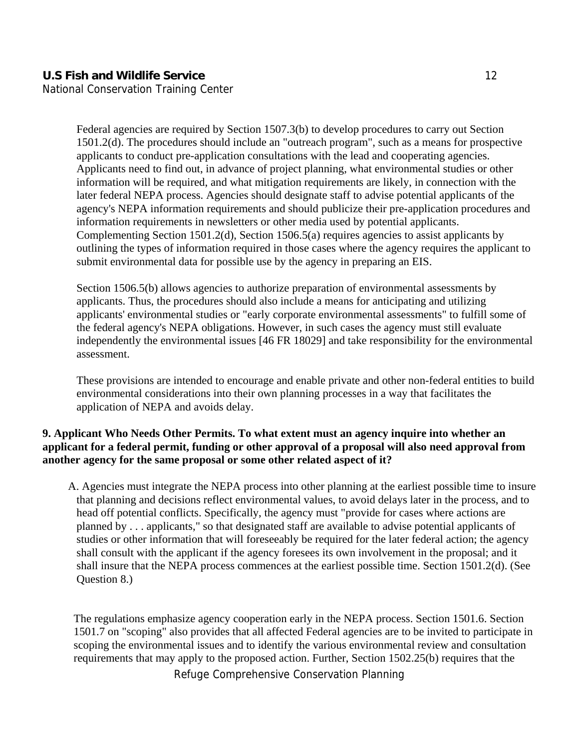Federal agencies are required by Section 1507.3(b) to develop procedures to carry out Section 1501.2(d). The procedures should include an "outreach program", such as a means for prospective applicants to conduct pre-application consultations with the lead and cooperating agencies. Applicants need to find out, in advance of project planning, what environmental studies or other information will be required, and what mitigation requirements are likely, in connection with the later federal NEPA process. Agencies should designate staff to advise potential applicants of the agency's NEPA information requirements and should publicize their pre-application procedures and information requirements in newsletters or other media used by potential applicants. Complementing Section 1501.2(d), Section 1506.5(a) requires agencies to assist applicants by outlining the types of information required in those cases where the agency requires the applicant to submit environmental data for possible use by the agency in preparing an EIS.

Section 1506.5(b) allows agencies to authorize preparation of environmental assessments by applicants. Thus, the procedures should also include a means for anticipating and utilizing applicants' environmental studies or "early corporate environmental assessments" to fulfill some of the federal agency's NEPA obligations. However, in such cases the agency must still evaluate independently the environmental issues [46 FR 18029] and take responsibility for the environmental assessment.

These provisions are intended to encourage and enable private and other non-federal entities to build environmental considerations into their own planning processes in a way that facilitates the application of NEPA and avoids delay.

**9. Applicant Who Needs Other Permits. To what extent must an agency inquire into whether an applicant for a federal permit, funding or other approval of a proposal will also need approval from another agency for the same proposal or some other related aspect of it?**

A. Agencies must integrate the NEPA process into other planning at the earliest possible time to insure that planning and decisions reflect environmental values, to avoid delays later in the process, and to head off potential conflicts. Specifically, the agency must "provide for cases where actions are planned by . . . applicants," so that designated staff are available to advise potential applicants of studies or other information that will foreseeably be required for the later federal action; the agency shall consult with the applicant if the agency foresees its own involvement in the proposal; and it shall insure that the NEPA process commences at the earliest possible time. Section 1501.2(d). (See Question 8.)

The regulations emphasize agency cooperation early in the NEPA process. Section 1501.6. Section 1501.7 on "scoping" also provides that all affected Federal agencies are to be invited to participate in scoping the environmental issues and to identify the various environmental review and consultation requirements that may apply to the proposed action. Further, Section 1502.25(b) requires that the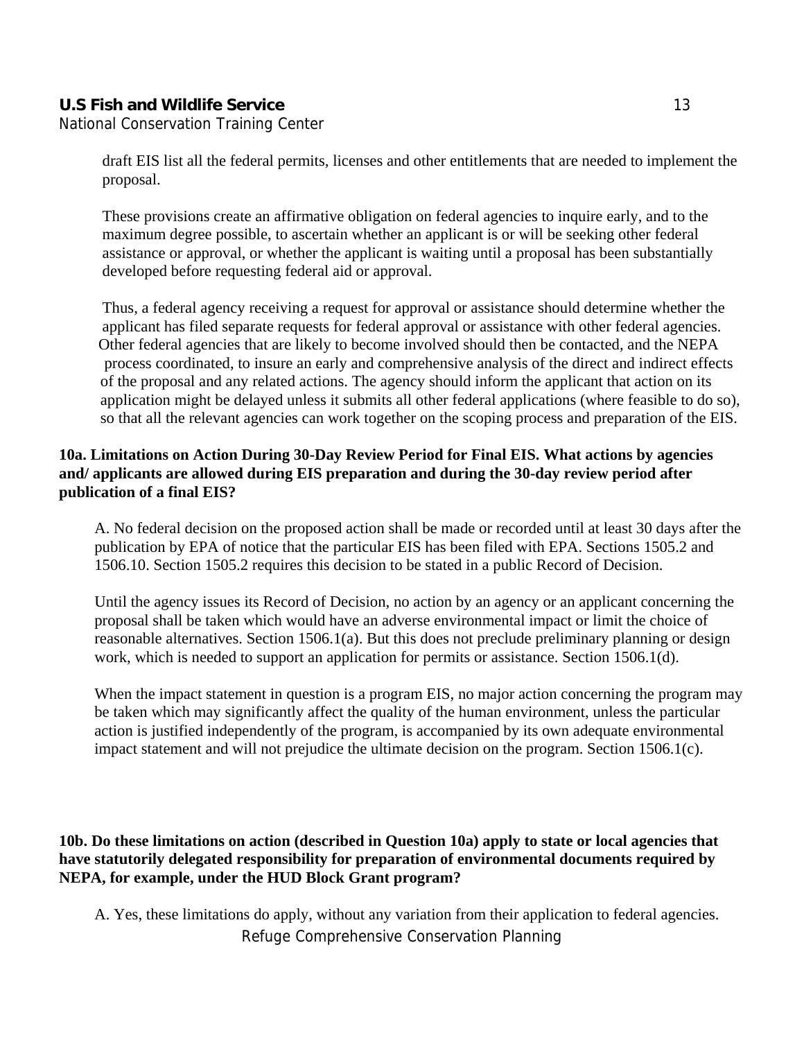draft EIS list all the federal permits, licenses and other entitlements that are needed to implement the proposal.

These provisions create an affirmative obligation on federal agencies to inquire early, and to the maximum degree possible, to ascertain whether an applicant is or will be seeking other federal assistance or approval, or whether the applicant is waiting until a proposal has been substantially developed before requesting federal aid or approval.

Thus, a federal agency receiving a request for approval or assistance should determine whether the applicant has filed separate requests for federal approval or assistance with other federal agencies. Other federal agencies that are likely to become involved should then be contacted, and the NEPA process coordinated, to insure an early and comprehensive analysis of the direct and indirect effects of the proposal and any related actions. The agency should inform the applicant that action on its application might be delayed unless it submits all other federal applications (where feasible to do so), so that all the relevant agencies can work together on the scoping process and preparation of the EIS.

**10a. Limitations on Action During 30-Day Review Period for Final EIS. What actions by agencies and/ applicants are allowed during EIS preparation and during the 30-day review period after publication of a final EIS?**

A. No federal decision on the proposed action shall be made or recorded until at least 30 days after the publication by EPA of notice that the particular EIS has been filed with EPA. Sections 1505.2 and 1506.10. Section 1505.2 requires this decision to be stated in a public Record of Decision.

Until the agency issues its Record of Decision, no action by an agency or an applicant concerning the proposal shall be taken which would have an adverse environmental impact or limit the choice of reasonable alternatives. Section 1506.1(a). But this does not preclude preliminary planning or design work, which is needed to support an application for permits or assistance. Section 1506.1(d).

When the impact statement in question is a program EIS, no major action concerning the program may be taken which may significantly affect the quality of the human environment, unless the particular action is justified independently of the program, is accompanied by its own adequate environmental impact statement and will not prejudice the ultimate decision on the program. Section 1506.1(c).

**10b. Do these limitations on action (described in Question 10a) apply to state or local agencies that have statutorily delegated responsibility for preparation of environmental documents required by NEPA, for example, under the HUD Block Grant program?**

A. Yes, these limitations do apply, without any variation from their application to federal agencies.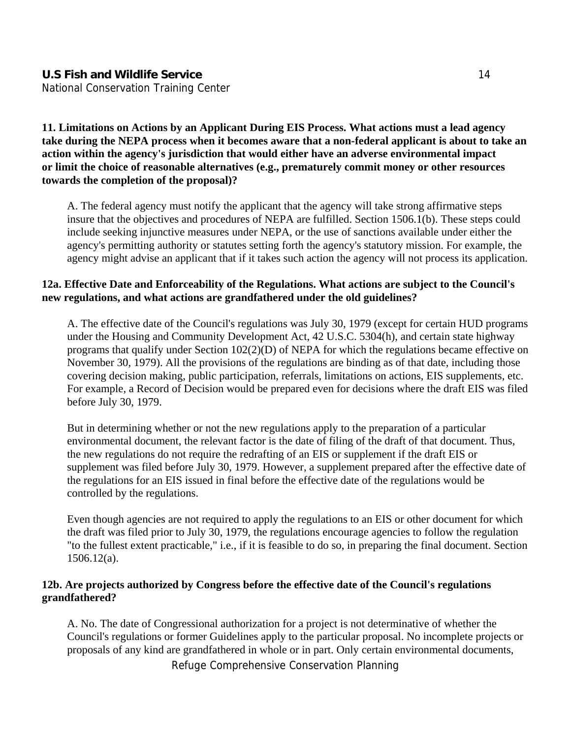**11. Limitations on Actions by an Applicant During EIS Process. What actions must a lead agency take during the NEPA process when it becomes aware that a non-federal applicant is about to take an action within the agency's jurisdiction that would either have an adverse environmental impact or limit the choice of reasonable alternatives (e.g., prematurely commit money or other resources towards the completion of the proposal)?**

A. The federal agency must notify the applicant that the agency will take strong affirmative steps insure that the objectives and procedures of NEPA are fulfilled. Section 1506.1(b). These steps could include seeking injunctive measures under NEPA, or the use of sanctions available under either the agency's permitting authority or statutes setting forth the agency's statutory mission. For example, the agency might advise an applicant that if it takes such action the agency will not process its application.

**12a. Effective Date and Enforceability of the Regulations. What actions are subject to the Council's new regulations, and what actions are grandfathered under the old guidelines?**

A. The effective date of the Council's regulations was July 30, 1979 (except for certain HUD programs under the Housing and Community Development Act, 42 U.S.C. 5304(h), and certain state highway programs that qualify under Section 102(2)(D) of NEPA for which the regulations became effective on November 30, 1979). All the provisions of the regulations are binding as of that date, including those covering decision making, public participation, referrals, limitations on actions, EIS supplements, etc. For example, a Record of Decision would be prepared even for decisions where the draft EIS was filed before July 30, 1979.

But in determining whether or not the new regulations apply to the preparation of a particular environmental document, the relevant factor is the date of filing of the draft of that document. Thus, the new regulations do not require the redrafting of an EIS or supplement if the draft EIS or supplement was filed before July 30, 1979. However, a supplement prepared after the effective date of the regulations for an EIS issued in final before the effective date of the regulations would be controlled by the regulations.

Even though agencies are not required to apply the regulations to an EIS or other document for which the draft was filed prior to July 30, 1979, the regulations encourage agencies to follow the regulation "to the fullest extent practicable," i.e., if it is feasible to do so, in preparing the final document. Section 1506.12(a).

**12b. Are projects authorized by Congress before the effective date of the Council's regulations grandfathered?**

A. No. The date of Congressional authorization for a project is not determinative of whether the Council's regulations or former Guidelines apply to the particular proposal. No incomplete projects or proposals of any kind are grandfathered in whole or in part. Only certain environmental documents,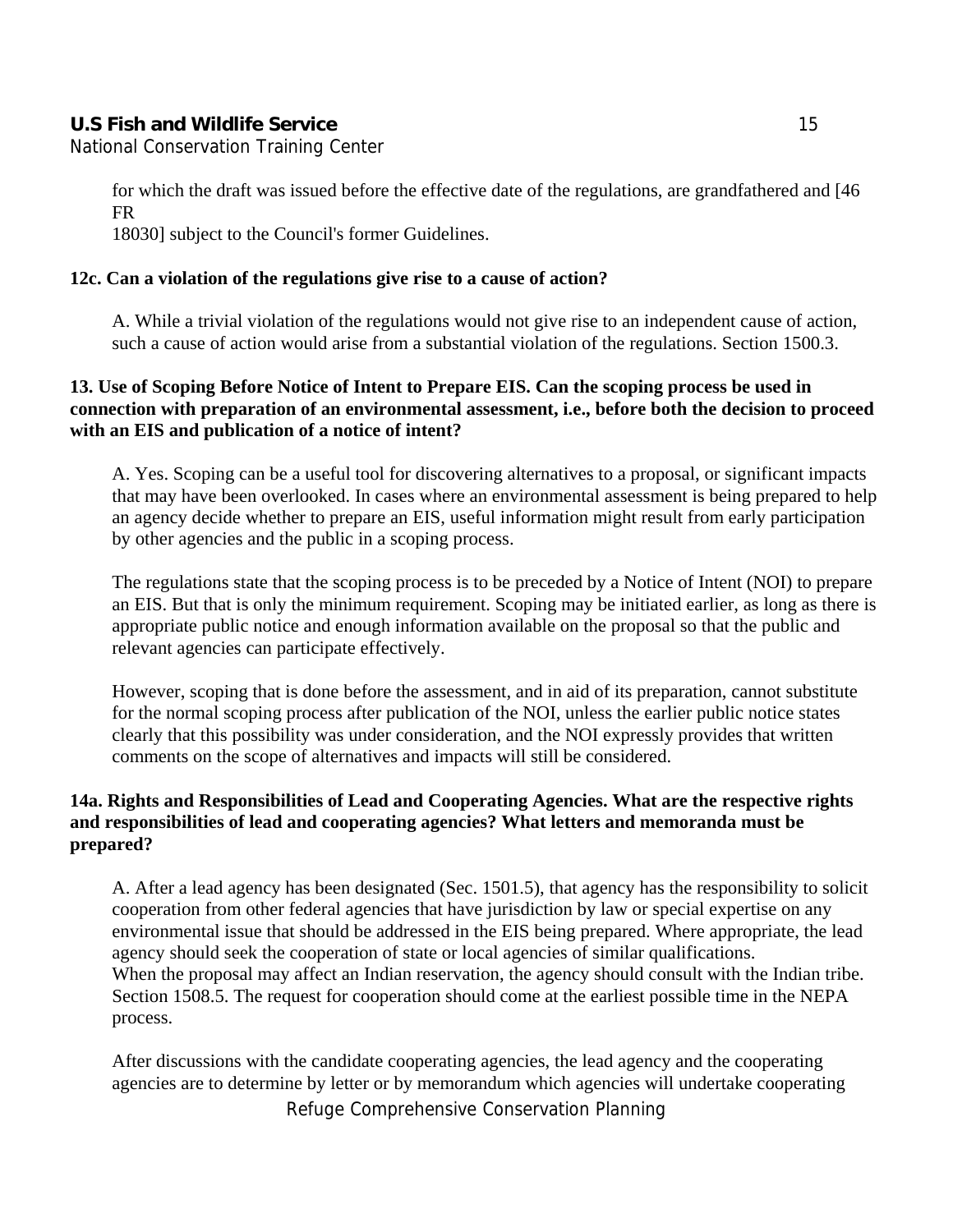for which the draft was issued before the effective date of the regulations, are grandfathered and [46 FR 18030] subject to the Council's former Guidelines.

**12c. Can a violation of the regulations give rise to a cause of action?**

A. While a trivial violation of the regulations would not give rise to an independent cause of action, such a cause of action would arise from a substantial violation of the regulations. Section 1500.3.

**13. Use of Scoping Before Notice of Intent to Prepare EIS. Can the scoping process be used in connection with preparation of an environmental assessment, i.e., before both the decision to proceed with an EIS and publication of a notice of intent?**

A. Yes. Scoping can be a useful tool for discovering alternatives to a proposal, or significant impacts that may have been overlooked. In cases where an environmental assessment is being prepared to help an agency decide whether to prepare an EIS, useful information might result from early participation by other agencies and the public in a scoping process.

The regulations state that the scoping process is to be preceded by a Notice of Intent (NOI) to prepare an EIS. But that is only the minimum requirement. Scoping may be initiated earlier, as long as there is appropriate public notice and enough information available on the proposal so that the public and relevant agencies can participate effectively.

However, scoping that is done before the assessment, and in aid of its preparation, cannot substitute for the normal scoping process after publication of the NOI, unless the earlier public notice states clearly that this possibility was under consideration, and the NOI expressly provides that written comments on the scope of alternatives and impacts will still be considered.

**14a. Rights and Responsibilities of Lead and Cooperating Agencies. What are the respective rights and responsibilities of lead and cooperating agencies? What letters and memoranda must be prepared?**

A. After a lead agency has been designated (Sec. 1501.5), that agency has the responsibility to solicit cooperation from other federal agencies that have jurisdiction by law or special expertise on any environmental issue that should be addressed in the EIS being prepared. Where appropriate, the lead agency should seek the cooperation of state or local agencies of similar qualifications.
When the proposal may affect an Indian reservation, the agency should consult with the Indian tribe. Section 1508.5. The request for cooperation should come at the earliest possible time in the NEPA process.

After discussions with the candidate cooperating agencies, the lead agency and the cooperating agencies are to determine by letter or by memorandum which agencies will undertake cooperating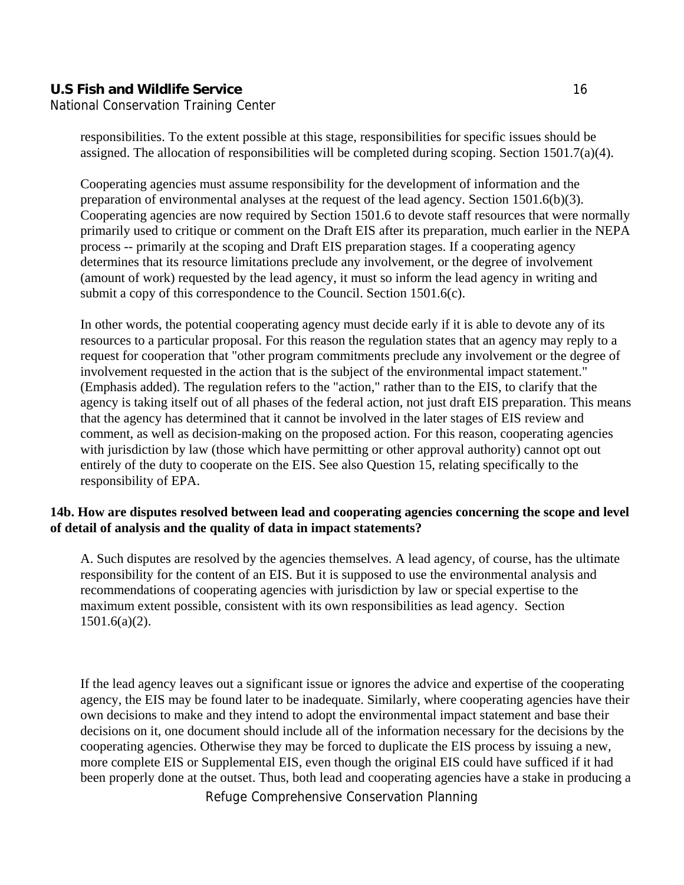responsibilities. To the extent possible at this stage, responsibilities for specific issues should be assigned. The allocation of responsibilities will be completed during scoping. Section 1501.7(a)(4).

Cooperating agencies must assume responsibility for the development of information and the preparation of environmental analyses at the request of the lead agency. Section 1501.6(b)(3). Cooperating agencies are now required by Section 1501.6 to devote staff resources that were normally primarily used to critique or comment on the Draft EIS after its preparation, much earlier in the NEPA process -- primarily at the scoping and Draft EIS preparation stages. If a cooperating agency determines that its resource limitations preclude any involvement, or the degree of involvement (amount of work) requested by the lead agency, it must so inform the lead agency in writing and submit a copy of this correspondence to the Council. Section 1501.6(c).

In other words, the potential cooperating agency must decide early if it is able to devote any of its resources to a particular proposal. For this reason the regulation states that an agency may reply to a request for cooperation that "other program commitments preclude any involvement or the degree of involvement requested in the action that is the subject of the environmental impact statement." (Emphasis added). The regulation refers to the "action," rather than to the EIS, to clarify that the agency is taking itself out of all phases of the federal action, not just draft EIS preparation. This means that the agency has determined that it cannot be involved in the later stages of EIS review and comment, as well as decision-making on the proposed action. For this reason, cooperating agencies with jurisdiction by law (those which have permitting or other approval authority) cannot opt out entirely of the duty to cooperate on the EIS. See also Question 15, relating specifically to the responsibility of EPA.

**14b. How are disputes resolved between lead and cooperating agencies concerning the scope and level of detail of analysis and the quality of data in impact statements?**

A. Such disputes are resolved by the agencies themselves. A lead agency, of course, has the ultimate responsibility for the content of an EIS. But it is supposed to use the environmental analysis and recommendations of cooperating agencies with jurisdiction by law or special expertise to the maximum extent possible, consistent with its own responsibilities as lead agency. Section 1501.6(a)(2).

If the lead agency leaves out a significant issue or ignores the advice and expertise of the cooperating agency, the EIS may be found later to be inadequate. Similarly, where cooperating agencies have their own decisions to make and they intend to adopt the environmental impact statement and base their decisions on it, one document should include all of the information necessary for the decisions by the cooperating agencies. Otherwise they may be forced to duplicate the EIS process by issuing a new, more complete EIS or Supplemental EIS, even though the original EIS could have sufficed if it had been properly done at the outset. Thus, both lead and cooperating agencies have a stake in producing a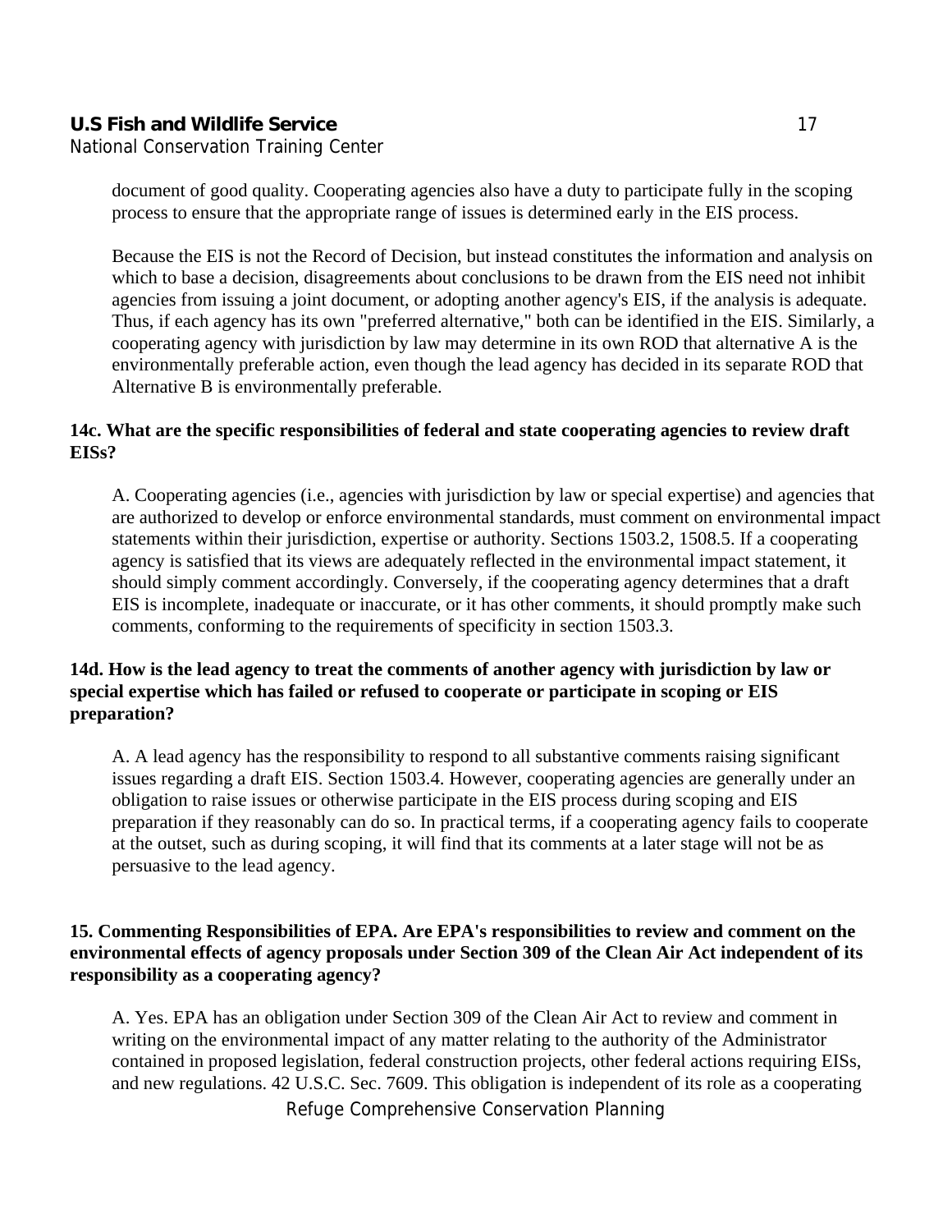document of good quality. Cooperating agencies also have a duty to participate fully in the scoping process to ensure that the appropriate range of issues is determined early in the EIS process.

Because the EIS is not the Record of Decision, but instead constitutes the information and analysis on which to base a decision, disagreements about conclusions to be drawn from the EIS need not inhibit agencies from issuing a joint document, or adopting another agency's EIS, if the analysis is adequate. Thus, if each agency has its own "preferred alternative," both can be identified in the EIS. Similarly, a cooperating agency with jurisdiction by law may determine in its own ROD that alternative A is the environmentally preferable action, even though the lead agency has decided in its separate ROD that Alternative B is environmentally preferable.

**14c. What are the specific responsibilities of federal and state cooperating agencies to review draft EISs?**

A. Cooperating agencies (i.e., agencies with jurisdiction by law or special expertise) and agencies that are authorized to develop or enforce environmental standards, must comment on environmental impact statements within their jurisdiction, expertise or authority. Sections 1503.2, 1508.5. If a cooperating agency is satisfied that its views are adequately reflected in the environmental impact statement, it should simply comment accordingly. Conversely, if the cooperating agency determines that a draft EIS is incomplete, inadequate or inaccurate, or it has other comments, it should promptly make such comments, conforming to the requirements of specificity in section 1503.3.

**14d. How is the lead agency to treat the comments of another agency with jurisdiction by law or special expertise which has failed or refused to cooperate or participate in scoping or EIS preparation?**

A. A lead agency has the responsibility to respond to all substantive comments raising significant issues regarding a draft EIS. Section 1503.4. However, cooperating agencies are generally under an obligation to raise issues or otherwise participate in the EIS process during scoping and EIS preparation if they reasonably can do so. In practical terms, if a cooperating agency fails to cooperate at the outset, such as during scoping, it will find that its comments at a later stage will not be as persuasive to the lead agency.

**15. Commenting Responsibilities of EPA. Are EPA's responsibilities to review and comment on the environmental effects of agency proposals under Section 309 of the Clean Air Act independent of its responsibility as a cooperating agency?**

A. Yes. EPA has an obligation under Section 309 of the Clean Air Act to review and comment in writing on the environmental impact of any matter relating to the authority of the Administrator contained in proposed legislation, federal construction projects, other federal actions requiring EISs, and new regulations. 42 U.S.C. Sec. 7609. This obligation is independent of its role as a cooperating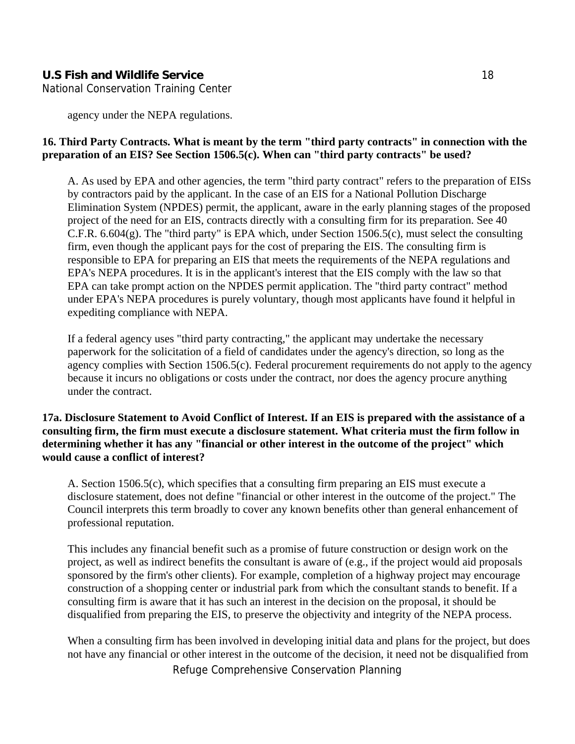agency under the NEPA regulations.

**16. Third Party Contracts. What is meant by the term "third party contracts" in connection with the preparation of an EIS? See Section 1506.5(c). When can "third party contracts" be used?**

A. As used by EPA and other agencies, the term "third party contract" refers to the preparation of EISs by contractors paid by the applicant. In the case of an EIS for a National Pollution Discharge Elimination System (NPDES) permit, the applicant, aware in the early planning stages of the proposed project of the need for an EIS, contracts directly with a consulting firm for its preparation. See 40 C.F.R. 6.604(g). The "third party" is EPA which, under Section 1506.5(c), must select the consulting firm, even though the applicant pays for the cost of preparing the EIS. The consulting firm is responsible to EPA for preparing an EIS that meets the requirements of the NEPA regulations and EPA's NEPA procedures. It is in the applicant's interest that the EIS comply with the law so that EPA can take prompt action on the NPDES permit application. The "third party contract" method under EPA's NEPA procedures is purely voluntary, though most applicants have found it helpful in expediting compliance with NEPA.

If a federal agency uses "third party contracting," the applicant may undertake the necessary paperwork for the solicitation of a field of candidates under the agency's direction, so long as the agency complies with Section 1506.5(c). Federal procurement requirements do not apply to the agency because it incurs no obligations or costs under the contract, nor does the agency procure anything under the contract.

**17a. Disclosure Statement to Avoid Conflict of Interest. If an EIS is prepared with the assistance of a consulting firm, the firm must execute a disclosure statement. What criteria must the firm follow in determining whether it has any "financial or other interest in the outcome of the project" which would cause a conflict of interest?**

A. Section 1506.5(c), which specifies that a consulting firm preparing an EIS must execute a disclosure statement, does not define "financial or other interest in the outcome of the project." The Council interprets this term broadly to cover any known benefits other than general enhancement of professional reputation.

This includes any financial benefit such as a promise of future construction or design work on the project, as well as indirect benefits the consultant is aware of (e.g., if the project would aid proposals sponsored by the firm's other clients). For example, completion of a highway project may encourage construction of a shopping center or industrial park from which the consultant stands to benefit. If a consulting firm is aware that it has such an interest in the decision on the proposal, it should be disqualified from preparing the EIS, to preserve the objectivity and integrity of the NEPA process.

When a consulting firm has been involved in developing initial data and plans for the project, but does not have any financial or other interest in the outcome of the decision, it need not be disqualified from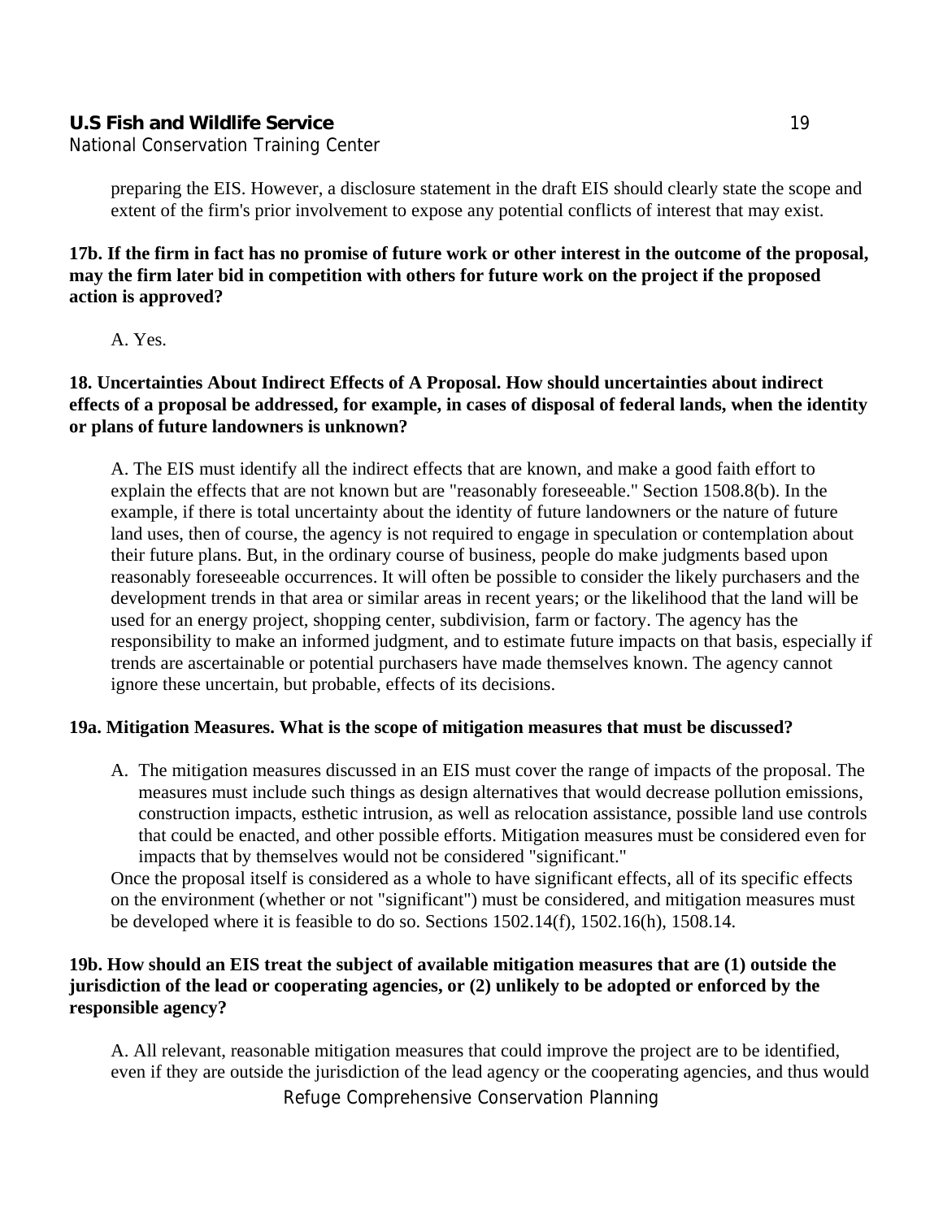preparing the EIS. However, a disclosure statement in the draft EIS should clearly state the scope and extent of the firm's prior involvement to expose any potential conflicts of interest that may exist.

**17b. If the firm in fact has no promise of future work or other interest in the outcome of the proposal, may the firm later bid in competition with others for future work on the project if the proposed action is approved?**

A. Yes.

**18. Uncertainties About Indirect Effects of A Proposal. How should uncertainties about indirect effects of a proposal be addressed, for example, in cases of disposal of federal lands, when the identity or plans of future landowners is unknown?**

A. The EIS must identify all the indirect effects that are known, and make a good faith effort to explain the effects that are not known but are "reasonably foreseeable." Section 1508.8(b). In the example, if there is total uncertainty about the identity of future landowners or the nature of future land uses, then of course, the agency is not required to engage in speculation or contemplation about their future plans. But, in the ordinary course of business, people do make judgments based upon reasonably foreseeable occurrences. It will often be possible to consider the likely purchasers and the development trends in that area or similar areas in recent years; or the likelihood that the land will be used for an energy project, shopping center, subdivision, farm or factory. The agency has the responsibility to make an informed judgment, and to estimate future impacts on that basis, especially if trends are ascertainable or potential purchasers have made themselves known. The agency cannot ignore these uncertain, but probable, effects of its decisions.

**19a. Mitigation Measures. What is the scope of mitigation measures that must be discussed?**

A. The mitigation measures discussed in an EIS must cover the range of impacts of the proposal. The measures must include such things as design alternatives that would decrease pollution emissions, construction impacts, esthetic intrusion, as well as relocation assistance, possible land use controls that could be enacted, and other possible efforts. Mitigation measures must be considered even for impacts that by themselves would not be considered "significant."

Once the proposal itself is considered as a whole to have significant effects, all of its specific effects on the environment (whether or not "significant") must be considered, and mitigation measures must be developed where it is feasible to do so. Sections 1502.14(f), 1502.16(h), 1508.14.

**19b. How should an EIS treat the subject of available mitigation measures that are (1) outside the jurisdiction of the lead or cooperating agencies, or (2) unlikely to be adopted or enforced by the responsible agency?**

A. All relevant, reasonable mitigation measures that could improve the project are to be identified, even if they are outside the jurisdiction of the lead agency or the cooperating agencies, and thus would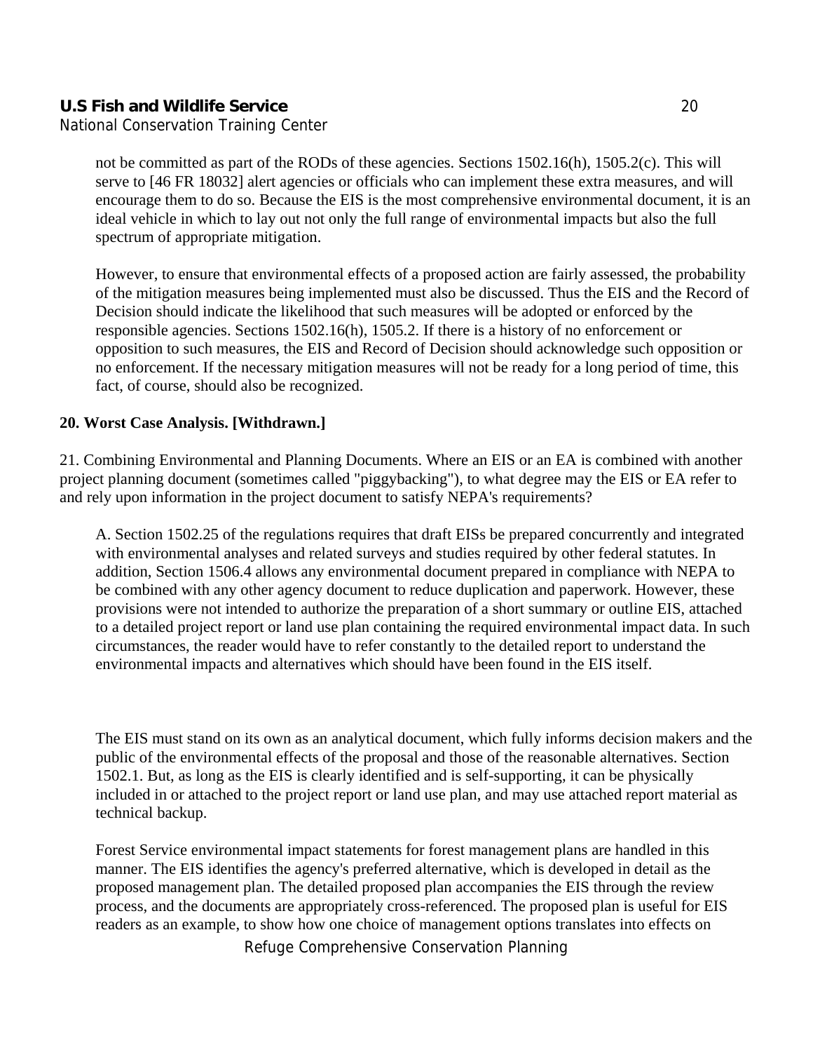not be committed as part of the RODs of these agencies. Sections 1502.16(h), 1505.2(c). This will serve to [46 FR 18032] alert agencies or officials who can implement these extra measures, and will encourage them to do so. Because the EIS is the most comprehensive environmental document, it is an ideal vehicle in which to lay out not only the full range of environmental impacts but also the full spectrum of appropriate mitigation.

However, to ensure that environmental effects of a proposed action are fairly assessed, the probability of the mitigation measures being implemented must also be discussed. Thus the EIS and the Record of Decision should indicate the likelihood that such measures will be adopted or enforced by the responsible agencies. Sections 1502.16(h), 1505.2. If there is a history of no enforcement or opposition to such measures, the EIS and Record of Decision should acknowledge such opposition or no enforcement. If the necessary mitigation measures will not be ready for a long period of time, this fact, of course, should also be recognized.

**20. Worst Case Analysis. [Withdrawn.]**

21. Combining Environmental and Planning Documents. Where an EIS or an EA is combined with another project planning document (sometimes called "piggybacking"), to what degree may the EIS or EA refer to and rely upon information in the project document to satisfy NEPA's requirements?

A. Section 1502.25 of the regulations requires that draft EISs be prepared concurrently and integrated with environmental analyses and related surveys and studies required by other federal statutes. In addition, Section 1506.4 allows any environmental document prepared in compliance with NEPA to be combined with any other agency document to reduce duplication and paperwork. However, these provisions were not intended to authorize the preparation of a short summary or outline EIS, attached to a detailed project report or land use plan containing the required environmental impact data. In such circumstances, the reader would have to refer constantly to the detailed report to understand the environmental impacts and alternatives which should have been found in the EIS itself.

The EIS must stand on its own as an analytical document, which fully informs decision makers and the public of the environmental effects of the proposal and those of the reasonable alternatives. Section 1502.1. But, as long as the EIS is clearly identified and is self-supporting, it can be physically included in or attached to the project report or land use plan, and may use attached report material as technical backup.

Forest Service environmental impact statements for forest management plans are handled in this manner. The EIS identifies the agency's preferred alternative, which is developed in detail as the proposed management plan. The detailed proposed plan accompanies the EIS through the review process, and the documents are appropriately cross-referenced. The proposed plan is useful for EIS readers as an example, to show how one choice of management options translates into effects on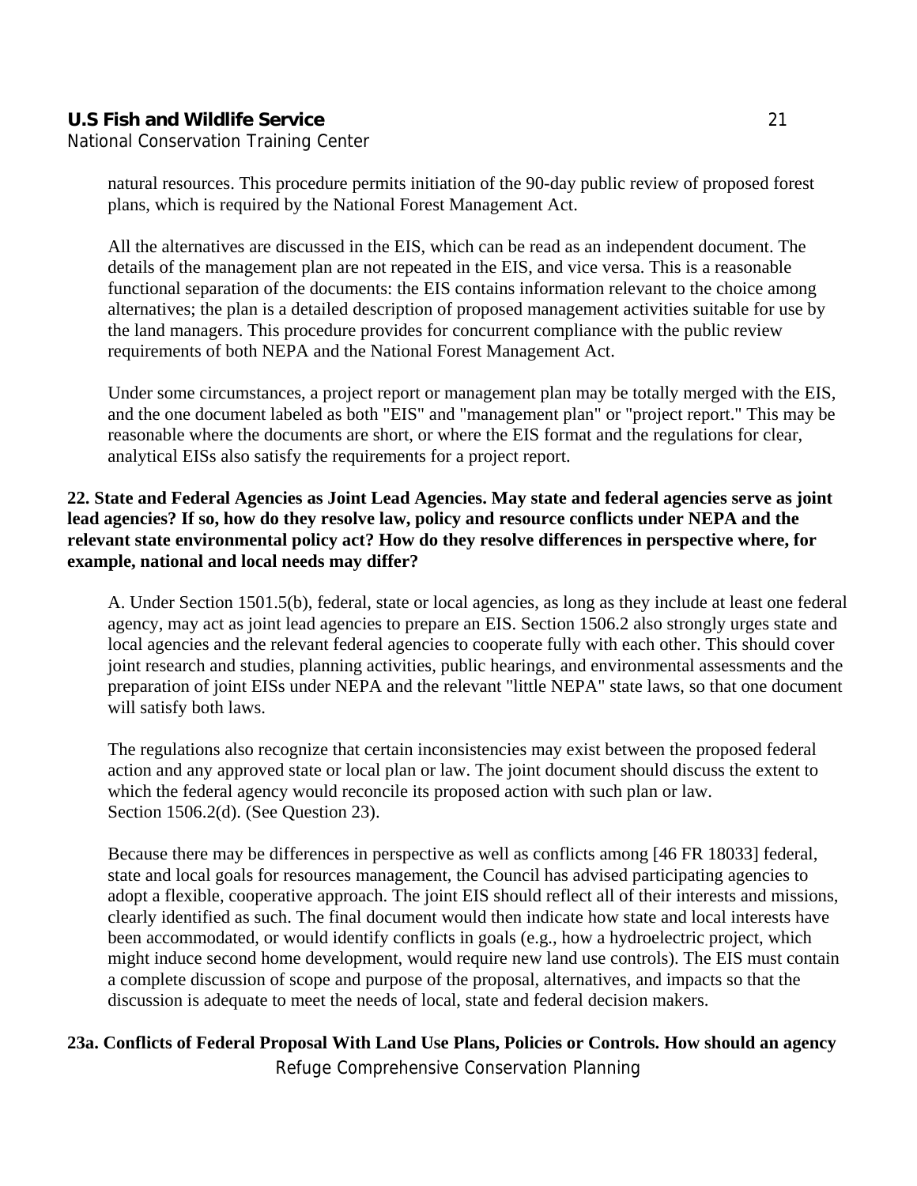natural resources. This procedure permits initiation of the 90-day public review of proposed forest plans, which is required by the National Forest Management Act.

All the alternatives are discussed in the EIS, which can be read as an independent document. The details of the management plan are not repeated in the EIS, and vice versa. This is a reasonable functional separation of the documents: the EIS contains information relevant to the choice among alternatives; the plan is a detailed description of proposed management activities suitable for use by the land managers. This procedure provides for concurrent compliance with the public review requirements of both NEPA and the National Forest Management Act.

Under some circumstances, a project report or management plan may be totally merged with the EIS, and the one document labeled as both "EIS" and "management plan" or "project report." This may be reasonable where the documents are short, or where the EIS format and the regulations for clear, analytical EISs also satisfy the requirements for a project report.

**22. State and Federal Agencies as Joint Lead Agencies. May state and federal agencies serve as joint lead agencies? If so, how do they resolve law, policy and resource conflicts under NEPA and the relevant state environmental policy act? How do they resolve differences in perspective where, for example, national and local needs may differ?**

A. Under Section 1501.5(b), federal, state or local agencies, as long as they include at least one federal agency, may act as joint lead agencies to prepare an EIS. Section 1506.2 also strongly urges state and local agencies and the relevant federal agencies to cooperate fully with each other. This should cover joint research and studies, planning activities, public hearings, and environmental assessments and the preparation of joint EISs under NEPA and the relevant "little NEPA" state laws, so that one document will satisfy both laws.

The regulations also recognize that certain inconsistencies may exist between the proposed federal action and any approved state or local plan or law. The joint document should discuss the extent to which the federal agency would reconcile its proposed action with such plan or law. Section 1506.2(d). (See Question 23).

Because there may be differences in perspective as well as conflicts among [46 FR 18033] federal, state and local goals for resources management, the Council has advised participating agencies to adopt a flexible, cooperative approach. The joint EIS should reflect all of their interests and missions, clearly identified as such. The final document would then indicate how state and local interests have been accommodated, or would identify conflicts in goals (e.g., how a hydroelectric project, which might induce second home development, would require new land use controls). The EIS must contain a complete discussion of scope and purpose of the proposal, alternatives, and impacts so that the discussion is adequate to meet the needs of local, state and federal decision makers.

**23a. Conflicts of Federal Proposal With Land Use Plans, Policies or Controls. How should an agency**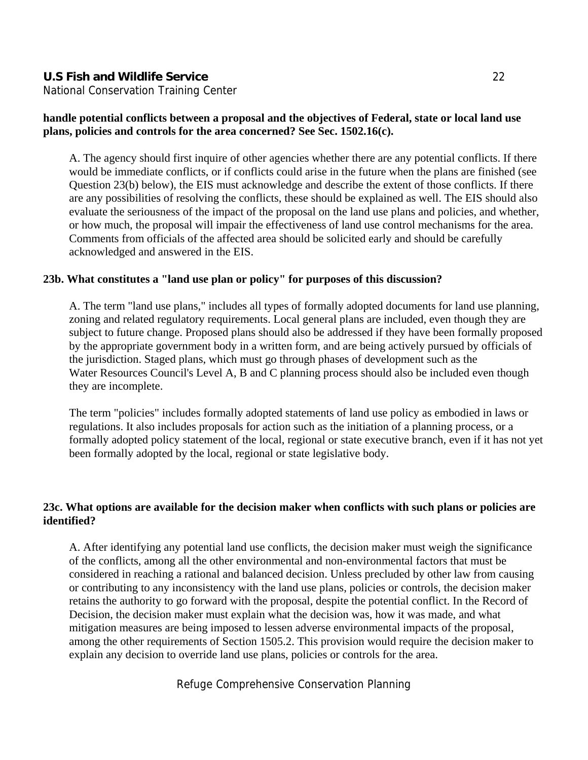**handle potential conflicts between a proposal and the objectives of Federal, state or local land use plans, policies and controls for the area concerned? See Sec. 1502.16(c).**

A. The agency should first inquire of other agencies whether there are any potential conflicts. If there would be immediate conflicts, or if conflicts could arise in the future when the plans are finished (see Question 23(b) below), the EIS must acknowledge and describe the extent of those conflicts. If there are any possibilities of resolving the conflicts, these should be explained as well. The EIS should also evaluate the seriousness of the impact of the proposal on the land use plans and policies, and whether, or how much, the proposal will impair the effectiveness of land use control mechanisms for the area. Comments from officials of the affected area should be solicited early and should be carefully acknowledged and answered in the EIS.

**23b. What constitutes a "land use plan or policy" for purposes of this discussion?**

A. The term "land use plans," includes all types of formally adopted documents for land use planning, zoning and related regulatory requirements. Local general plans are included, even though they are subject to future change. Proposed plans should also be addressed if they have been formally proposed by the appropriate government body in a written form, and are being actively pursued by officials of the jurisdiction. Staged plans, which must go through phases of development such as the Water Resources Council's Level A, B and C planning process should also be included even though they are incomplete.

The term "policies" includes formally adopted statements of land use policy as embodied in laws or regulations. It also includes proposals for action such as the initiation of a planning process, or a formally adopted policy statement of the local, regional or state executive branch, even if it has not yet been formally adopted by the local, regional or state legislative body.

**23c. What options are available for the decision maker when conflicts with such plans or policies are identified?**

A. After identifying any potential land use conflicts, the decision maker must weigh the significance of the conflicts, among all the other environmental and non-environmental factors that must be considered in reaching a rational and balanced decision. Unless precluded by other law from causing or contributing to any inconsistency with the land use plans, policies or controls, the decision maker retains the authority to go forward with the proposal, despite the potential conflict. In the Record of Decision, the decision maker must explain what the decision was, how it was made, and what mitigation measures are being imposed to lessen adverse environmental impacts of the proposal, among the other requirements of Section 1505.2. This provision would require the decision maker to explain any decision to override land use plans, policies or controls for the area.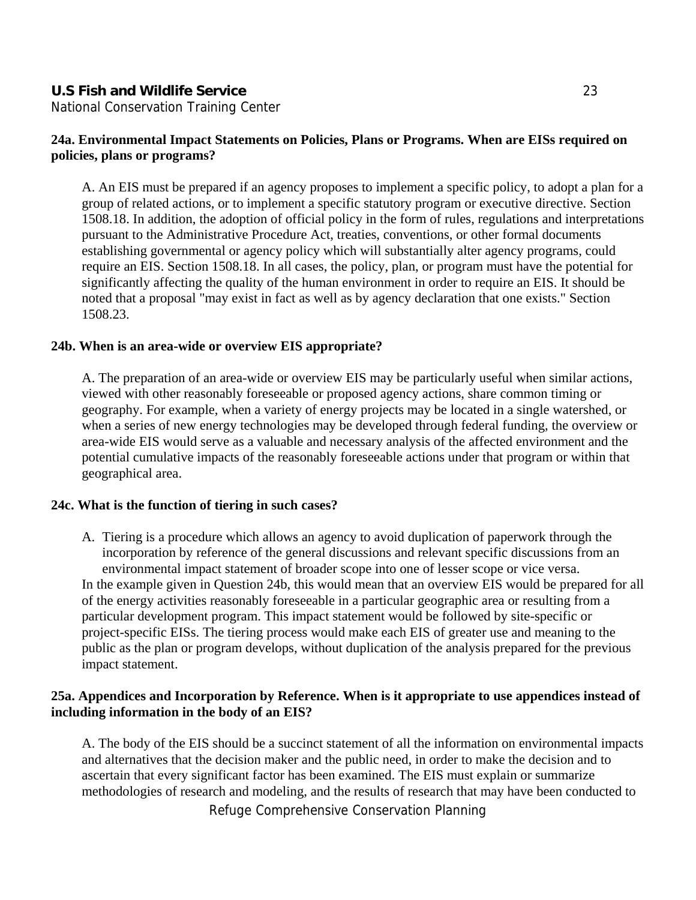**24a. Environmental Impact Statements on Policies, Plans or Programs. When are EISs required on policies, plans or programs?**

A. An EIS must be prepared if an agency proposes to implement a specific policy, to adopt a plan for a group of related actions, or to implement a specific statutory program or executive directive. Section 1508.18. In addition, the adoption of official policy in the form of rules, regulations and interpretations pursuant to the Administrative Procedure Act, treaties, conventions, or other formal documents establishing governmental or agency policy which will substantially alter agency programs, could require an EIS. Section 1508.18. In all cases, the policy, plan, or program must have the potential for significantly affecting the quality of the human environment in order to require an EIS. It should be noted that a proposal "may exist in fact as well as by agency declaration that one exists." Section 1508.23.

**24b. When is an area-wide or overview EIS appropriate?**

A. The preparation of an area-wide or overview EIS may be particularly useful when similar actions, viewed with other reasonably foreseeable or proposed agency actions, share common timing or geography. For example, when a variety of energy projects may be located in a single watershed, or when a series of new energy technologies may be developed through federal funding, the overview or area-wide EIS would serve as a valuable and necessary analysis of the affected environment and the potential cumulative impacts of the reasonably foreseeable actions under that program or within that geographical area.

**24c. What is the function of tiering in such cases?**

A. Tiering is a procedure which allows an agency to avoid duplication of paperwork through the incorporation by reference of the general discussions and relevant specific discussions from an environmental impact statement of broader scope into one of lesser scope or vice versa.

In the example given in Question 24b, this would mean that an overview EIS would be prepared for all of the energy activities reasonably foreseeable in a particular geographic area or resulting from a particular development program. This impact statement would be followed by site-specific or project-specific EISs. The tiering process would make each EIS of greater use and meaning to the public as the plan or program develops, without duplication of the analysis prepared for the previous impact statement.

**25a. Appendices and Incorporation by Reference. When is it appropriate to use appendices instead of including information in the body of an EIS?**

A. The body of the EIS should be a succinct statement of all the information on environmental impacts and alternatives that the decision maker and the public need, in order to make the decision and to ascertain that every significant factor has been examined. The EIS must explain or summarize methodologies of research and modeling, and the results of research that may have been conducted to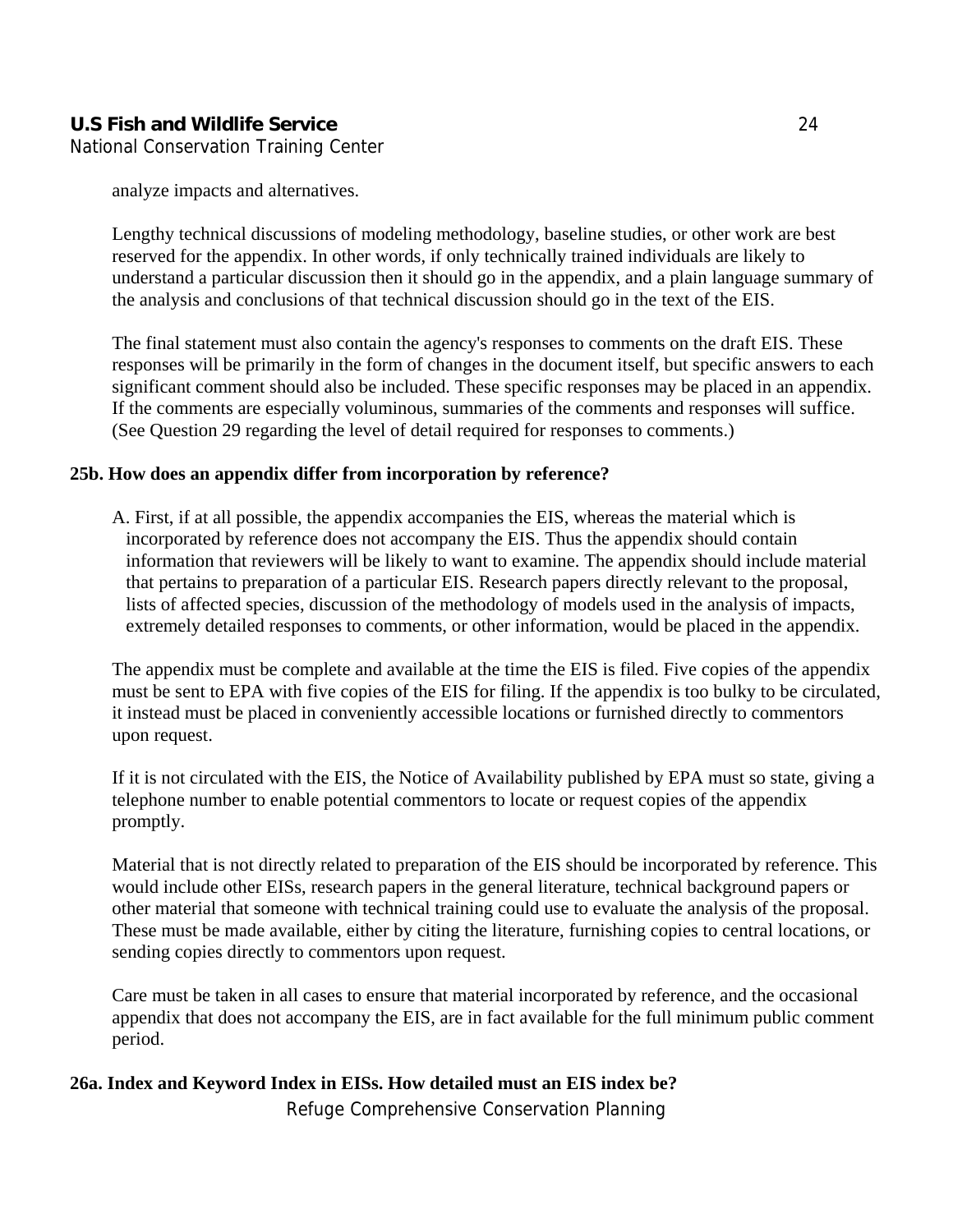analyze impacts and alternatives.

Lengthy technical discussions of modeling methodology, baseline studies, or other work are best reserved for the appendix. In other words, if only technically trained individuals are likely to understand a particular discussion then it should go in the appendix, and a plain language summary of the analysis and conclusions of that technical discussion should go in the text of the EIS.

The final statement must also contain the agency's responses to comments on the draft EIS. These responses will be primarily in the form of changes in the document itself, but specific answers to each significant comment should also be included. These specific responses may be placed in an appendix. If the comments are especially voluminous, summaries of the comments and responses will suffice. (See Question 29 regarding the level of detail required for responses to comments.)

**25b. How does an appendix differ from incorporation by reference?**

A. First, if at all possible, the appendix accompanies the EIS, whereas the material which is incorporated by reference does not accompany the EIS. Thus the appendix should contain information that reviewers will be likely to want to examine. The appendix should include material that pertains to preparation of a particular EIS. Research papers directly relevant to the proposal, lists of affected species, discussion of the methodology of models used in the analysis of impacts, extremely detailed responses to comments, or other information, would be placed in the appendix.

The appendix must be complete and available at the time the EIS is filed. Five copies of the appendix must be sent to EPA with five copies of the EIS for filing. If the appendix is too bulky to be circulated, it instead must be placed in conveniently accessible locations or furnished directly to commentors upon request.

If it is not circulated with the EIS, the Notice of Availability published by EPA must so state, giving a telephone number to enable potential commentors to locate or request copies of the appendix promptly.

Material that is not directly related to preparation of the EIS should be incorporated by reference. This would include other EISs, research papers in the general literature, technical background papers or other material that someone with technical training could use to evaluate the analysis of the proposal. These must be made available, either by citing the literature, furnishing copies to central locations, or sending copies directly to commentors upon request.

Care must be taken in all cases to ensure that material incorporated by reference, and the occasional appendix that does not accompany the EIS, are in fact available for the full minimum public comment period.

**26a. Index and Keyword Index in EISs. How detailed must an EIS index be?**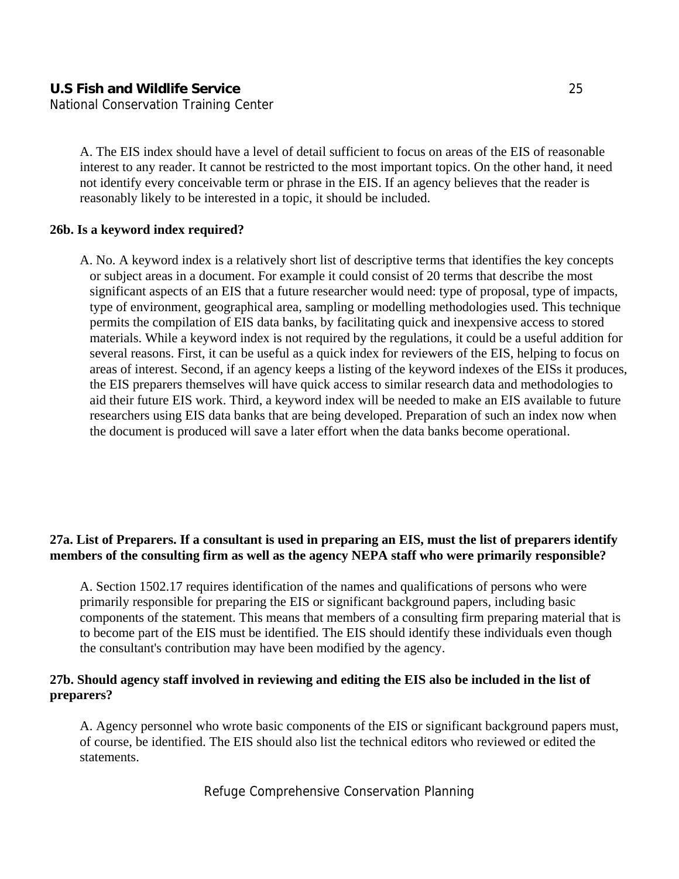A. The EIS index should have a level of detail sufficient to focus on areas of the EIS of reasonable interest to any reader. It cannot be restricted to the most important topics. On the other hand, it need not identify every conceivable term or phrase in the EIS. If an agency believes that the reader is reasonably likely to be interested in a topic, it should be included.

**26b. Is a keyword index required?**

A. No. A keyword index is a relatively short list of descriptive terms that identifies the key concepts or subject areas in a document. For example it could consist of 20 terms that describe the most significant aspects of an EIS that a future researcher would need: type of proposal, type of impacts, type of environment, geographical area, sampling or modelling methodologies used. This technique permits the compilation of EIS data banks, by facilitating quick and inexpensive access to stored materials. While a keyword index is not required by the regulations, it could be a useful addition for several reasons. First, it can be useful as a quick index for reviewers of the EIS, helping to focus on areas of interest. Second, if an agency keeps a listing of the keyword indexes of the EISs it produces, the EIS preparers themselves will have quick access to similar research data and methodologies to aid their future EIS work. Third, a keyword index will be needed to make an EIS available to future researchers using EIS data banks that are being developed. Preparation of such an index now when the document is produced will save a later effort when the data banks become operational.

**27a. List of Preparers. If a consultant is used in preparing an EIS, must the list of preparers identify members of the consulting firm as well as the agency NEPA staff who were primarily responsible?**

A. Section 1502.17 requires identification of the names and qualifications of persons who were primarily responsible for preparing the EIS or significant background papers, including basic components of the statement. This means that members of a consulting firm preparing material that is to become part of the EIS must be identified. The EIS should identify these individuals even though the consultant's contribution may have been modified by the agency.

**27b. Should agency staff involved in reviewing and editing the EIS also be included in the list of preparers?**

A. Agency personnel who wrote basic components of the EIS or significant background papers must, of course, be identified. The EIS should also list the technical editors who reviewed or edited the statements.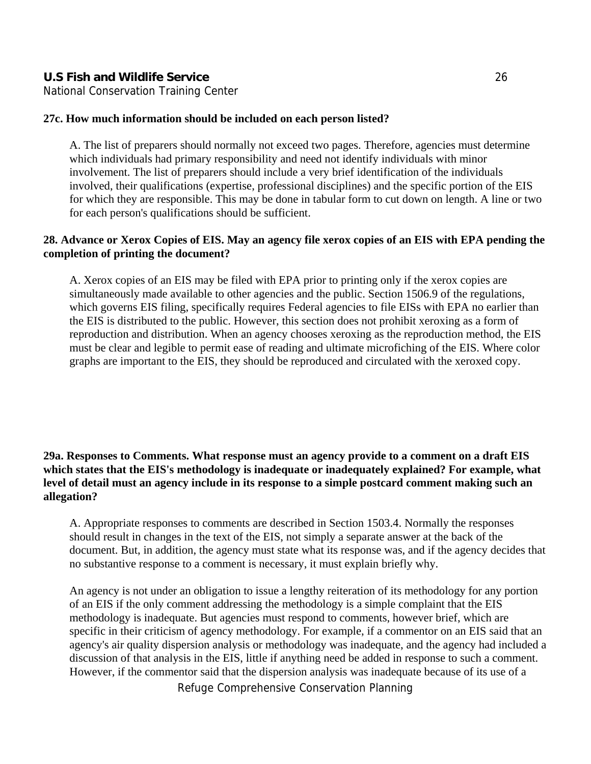**27c. How much information should be included on each person listed?**

A. The list of preparers should normally not exceed two pages. Therefore, agencies must determine which individuals had primary responsibility and need not identify individuals with minor involvement. The list of preparers should include a very brief identification of the individuals involved, their qualifications (expertise, professional disciplines) and the specific portion of the EIS for which they are responsible. This may be done in tabular form to cut down on length. A line or two for each person's qualifications should be sufficient.

**28. Advance or Xerox Copies of EIS. May an agency file xerox copies of an EIS with EPA pending the completion of printing the document?**

A. Xerox copies of an EIS may be filed with EPA prior to printing only if the xerox copies are simultaneously made available to other agencies and the public. Section 1506.9 of the regulations, which governs EIS filing, specifically requires Federal agencies to file EISs with EPA no earlier than the EIS is distributed to the public. However, this section does not prohibit xeroxing as a form of reproduction and distribution. When an agency chooses xeroxing as the reproduction method, the EIS must be clear and legible to permit ease of reading and ultimate microfiching of the EIS. Where color graphs are important to the EIS, they should be reproduced and circulated with the xeroxed copy.

**29a. Responses to Comments. What response must an agency provide to a comment on a draft EIS which states that the EIS's methodology is inadequate or inadequately explained? For example, what level of detail must an agency include in its response to a simple postcard comment making such an allegation?**

A. Appropriate responses to comments are described in Section 1503.4. Normally the responses should result in changes in the text of the EIS, not simply a separate answer at the back of the document. But, in addition, the agency must state what its response was, and if the agency decides that no substantive response to a comment is necessary, it must explain briefly why.

An agency is not under an obligation to issue a lengthy reiteration of its methodology for any portion of an EIS if the only comment addressing the methodology is a simple complaint that the EIS methodology is inadequate. But agencies must respond to comments, however brief, which are specific in their criticism of agency methodology. For example, if a commentor on an EIS said that an agency's air quality dispersion analysis or methodology was inadequate, and the agency had included a discussion of that analysis in the EIS, little if anything need be added in response to such a comment. However, if the commentor said that the dispersion analysis was inadequate because of its use of a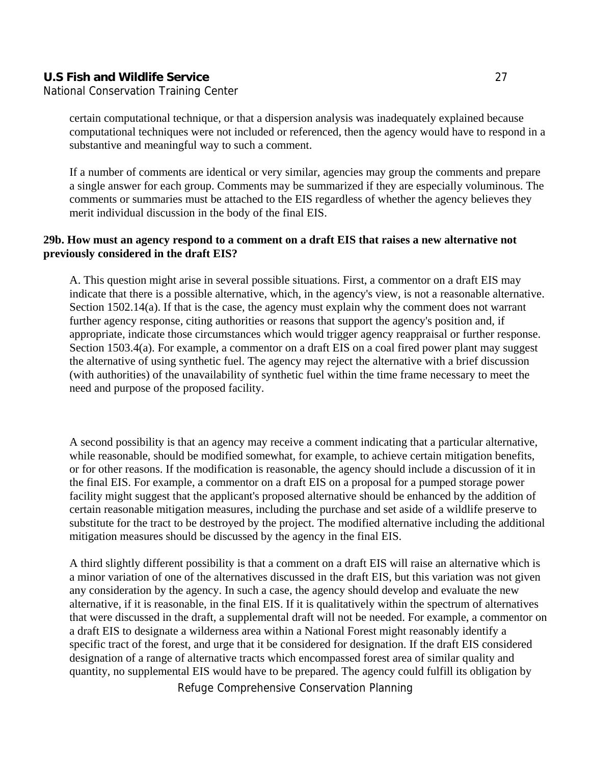certain computational technique, or that a dispersion analysis was inadequately explained because computational techniques were not included or referenced, then the agency would have to respond in a substantive and meaningful way to such a comment.

If a number of comments are identical or very similar, agencies may group the comments and prepare a single answer for each group. Comments may be summarized if they are especially voluminous. The comments or summaries must be attached to the EIS regardless of whether the agency believes they merit individual discussion in the body of the final EIS.

**29b. How must an agency respond to a comment on a draft EIS that raises a new alternative not previously considered in the draft EIS?**

A. This question might arise in several possible situations. First, a commentor on a draft EIS may indicate that there is a possible alternative, which, in the agency's view, is not a reasonable alternative. Section 1502.14(a). If that is the case, the agency must explain why the comment does not warrant further agency response, citing authorities or reasons that support the agency's position and, if appropriate, indicate those circumstances which would trigger agency reappraisal or further response. Section 1503.4(a). For example, a commentor on a draft EIS on a coal fired power plant may suggest the alternative of using synthetic fuel. The agency may reject the alternative with a brief discussion (with authorities) of the unavailability of synthetic fuel within the time frame necessary to meet the need and purpose of the proposed facility.

A second possibility is that an agency may receive a comment indicating that a particular alternative, while reasonable, should be modified somewhat, for example, to achieve certain mitigation benefits, or for other reasons. If the modification is reasonable, the agency should include a discussion of it in the final EIS. For example, a commentor on a draft EIS on a proposal for a pumped storage power facility might suggest that the applicant's proposed alternative should be enhanced by the addition of certain reasonable mitigation measures, including the purchase and set aside of a wildlife preserve to substitute for the tract to be destroyed by the project. The modified alternative including the additional mitigation measures should be discussed by the agency in the final EIS.

A third slightly different possibility is that a comment on a draft EIS will raise an alternative which is a minor variation of one of the alternatives discussed in the draft EIS, but this variation was not given any consideration by the agency. In such a case, the agency should develop and evaluate the new alternative, if it is reasonable, in the final EIS. If it is qualitatively within the spectrum of alternatives that were discussed in the draft, a supplemental draft will not be needed. For example, a commentor on a draft EIS to designate a wilderness area within a National Forest might reasonably identify a specific tract of the forest, and urge that it be considered for designation. If the draft EIS considered designation of a range of alternative tracts which encompassed forest area of similar quality and quantity, no supplemental EIS would have to be prepared. The agency could fulfill its obligation by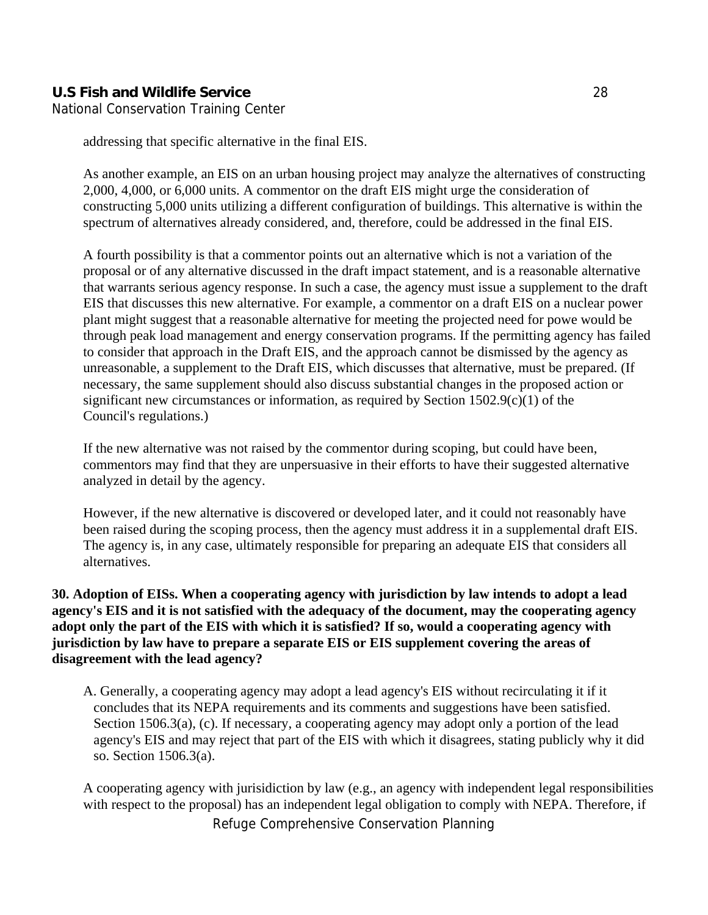addressing that specific alternative in the final EIS.

As another example, an EIS on an urban housing project may analyze the alternatives of constructing 2,000, 4,000, or 6,000 units. A commentor on the draft EIS might urge the consideration of constructing 5,000 units utilizing a different configuration of buildings. This alternative is within the spectrum of alternatives already considered, and, therefore, could be addressed in the final EIS.

A fourth possibility is that a commentor points out an alternative which is not a variation of the proposal or of any alternative discussed in the draft impact statement, and is a reasonable alternative that warrants serious agency response. In such a case, the agency must issue a supplement to the draft EIS that discusses this new alternative. For example, a commentor on a draft EIS on a nuclear power plant might suggest that a reasonable alternative for meeting the projected need for powe would be through peak load management and energy conservation programs. If the permitting agency has failed to consider that approach in the Draft EIS, and the approach cannot be dismissed by the agency as unreasonable, a supplement to the Draft EIS, which discusses that alternative, must be prepared. (If necessary, the same supplement should also discuss substantial changes in the proposed action or significant new circumstances or information, as required by Section 1502.9(c)(1) of the Council's regulations.)

If the new alternative was not raised by the commentor during scoping, but could have been, commentors may find that they are unpersuasive in their efforts to have their suggested alternative analyzed in detail by the agency.

However, if the new alternative is discovered or developed later, and it could not reasonably have been raised during the scoping process, then the agency must address it in a supplemental draft EIS. The agency is, in any case, ultimately responsible for preparing an adequate EIS that considers all alternatives.

**30. Adoption of EISs. When a cooperating agency with jurisdiction by law intends to adopt a lead agency's EIS and it is not satisfied with the adequacy of the document, may the cooperating agency adopt only the part of the EIS with which it is satisfied? If so, would a cooperating agency with jurisdiction by law have to prepare a separate EIS or EIS supplement covering the areas of disagreement with the lead agency?**

A. Generally, a cooperating agency may adopt a lead agency's EIS without recirculating it if it concludes that its NEPA requirements and its comments and suggestions have been satisfied. Section 1506.3(a), (c). If necessary, a cooperating agency may adopt only a portion of the lead agency's EIS and may reject that part of the EIS with which it disagrees, stating publicly why it did so. Section 1506.3(a).

A cooperating agency with jurisidiction by law (e.g., an agency with independent legal responsibilities with respect to the proposal) has an independent legal obligation to comply with NEPA. Therefore, if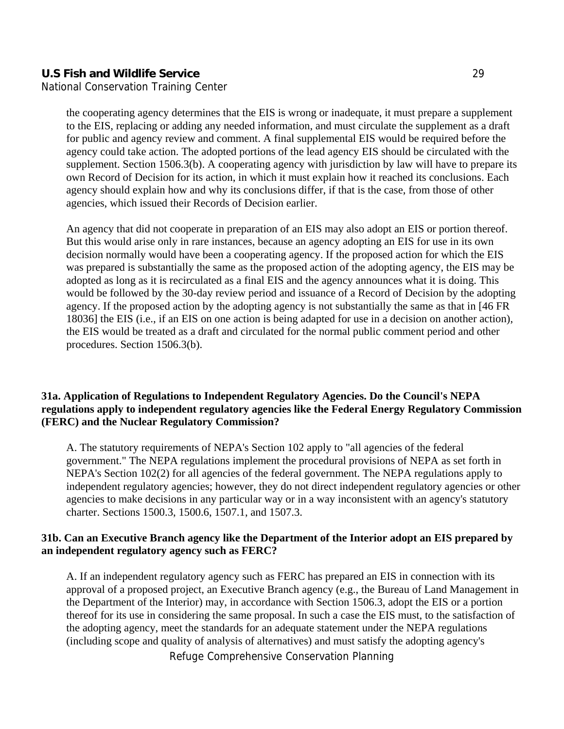the cooperating agency determines that the EIS is wrong or inadequate, it must prepare a supplement to the EIS, replacing or adding any needed information, and must circulate the supplement as a draft for public and agency review and comment. A final supplemental EIS would be required before the agency could take action. The adopted portions of the lead agency EIS should be circulated with the supplement. Section 1506.3(b). A cooperating agency with jurisdiction by law will have to prepare its own Record of Decision for its action, in which it must explain how it reached its conclusions. Each agency should explain how and why its conclusions differ, if that is the case, from those of other agencies, which issued their Records of Decision earlier.

An agency that did not cooperate in preparation of an EIS may also adopt an EIS or portion thereof. But this would arise only in rare instances, because an agency adopting an EIS for use in its own decision normally would have been a cooperating agency. If the proposed action for which the EIS was prepared is substantially the same as the proposed action of the adopting agency, the EIS may be adopted as long as it is recirculated as a final EIS and the agency announces what it is doing. This would be followed by the 30-day review period and issuance of a Record of Decision by the adopting agency. If the proposed action by the adopting agency is not substantially the same as that in [46 FR 18036] the EIS (i.e., if an EIS on one action is being adapted for use in a decision on another action), the EIS would be treated as a draft and circulated for the normal public comment period and other procedures. Section 1506.3(b).

**31a. Application of Regulations to Independent Regulatory Agencies. Do the Council's NEPA regulations apply to independent regulatory agencies like the Federal Energy Regulatory Commission (FERC) and the Nuclear Regulatory Commission?**

A. The statutory requirements of NEPA's Section 102 apply to "all agencies of the federal government." The NEPA regulations implement the procedural provisions of NEPA as set forth in NEPA's Section 102(2) for all agencies of the federal government. The NEPA regulations apply to independent regulatory agencies; however, they do not direct independent regulatory agencies or other agencies to make decisions in any particular way or in a way inconsistent with an agency's statutory charter. Sections 1500.3, 1500.6, 1507.1, and 1507.3.

**31b. Can an Executive Branch agency like the Department of the Interior adopt an EIS prepared by an independent regulatory agency such as FERC?**

A. If an independent regulatory agency such as FERC has prepared an EIS in connection with its approval of a proposed project, an Executive Branch agency (e.g., the Bureau of Land Management in the Department of the Interior) may, in accordance with Section 1506.3, adopt the EIS or a portion thereof for its use in considering the same proposal. In such a case the EIS must, to the satisfaction of the adopting agency, meet the standards for an adequate statement under the NEPA regulations (including scope and quality of analysis of alternatives) and must satisfy the adopting agency's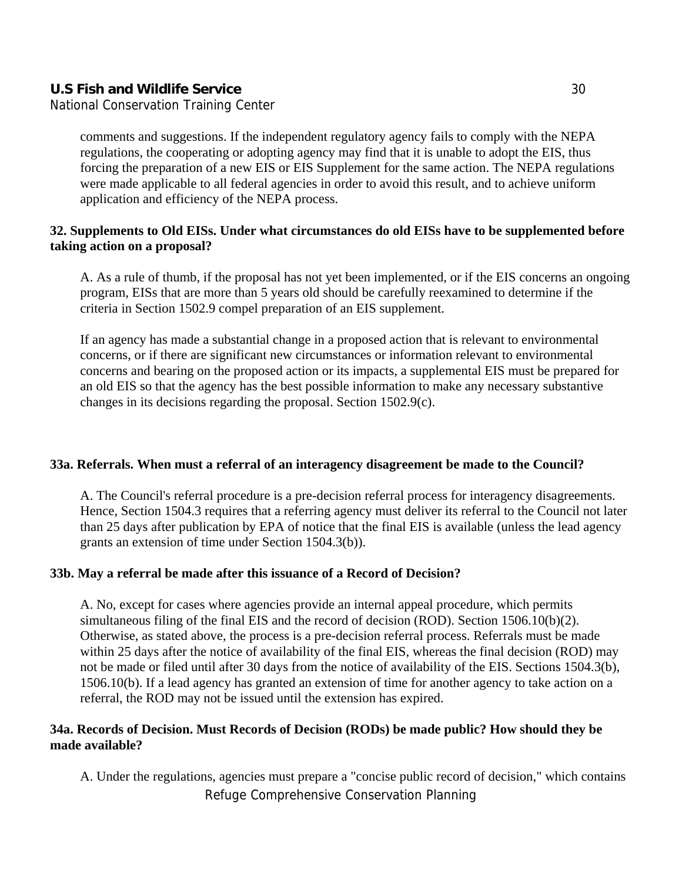comments and suggestions. If the independent regulatory agency fails to comply with the NEPA regulations, the cooperating or adopting agency may find that it is unable to adopt the EIS, thus forcing the preparation of a new EIS or EIS Supplement for the same action. The NEPA regulations were made applicable to all federal agencies in order to avoid this result, and to achieve uniform application and efficiency of the NEPA process.

**32. Supplements to Old EISs. Under what circumstances do old EISs have to be supplemented before taking action on a proposal?**

A. As a rule of thumb, if the proposal has not yet been implemented, or if the EIS concerns an ongoing program, EISs that are more than 5 years old should be carefully reexamined to determine if the criteria in Section 1502.9 compel preparation of an EIS supplement.

If an agency has made a substantial change in a proposed action that is relevant to environmental concerns, or if there are significant new circumstances or information relevant to environmental concerns and bearing on the proposed action or its impacts, a supplemental EIS must be prepared for an old EIS so that the agency has the best possible information to make any necessary substantive changes in its decisions regarding the proposal. Section 1502.9(c).

**33a. Referrals. When must a referral of an interagency disagreement be made to the Council?**

A. The Council's referral procedure is a pre-decision referral process for interagency disagreements. Hence, Section 1504.3 requires that a referring agency must deliver its referral to the Council not later than 25 days after publication by EPA of notice that the final EIS is available (unless the lead agency grants an extension of time under Section 1504.3(b)).

**33b. May a referral be made after this issuance of a Record of Decision?**

A. No, except for cases where agencies provide an internal appeal procedure, which permits simultaneous filing of the final EIS and the record of decision (ROD). Section 1506.10(b)(2). Otherwise, as stated above, the process is a pre-decision referral process. Referrals must be made within 25 days after the notice of availability of the final EIS, whereas the final decision (ROD) may not be made or filed until after 30 days from the notice of availability of the EIS. Sections 1504.3(b), 1506.10(b). If a lead agency has granted an extension of time for another agency to take action on a referral, the ROD may not be issued until the extension has expired.

**34a. Records of Decision. Must Records of Decision (RODs) be made public? How should they be made available?**

A. Under the regulations, agencies must prepare a "concise public record of decision," which contains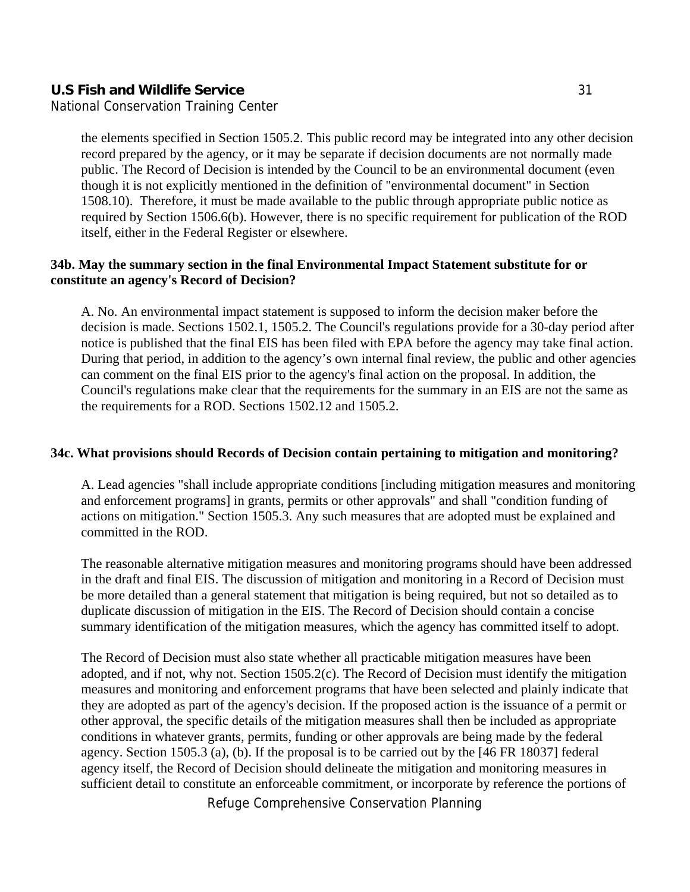the elements specified in Section 1505.2. This public record may be integrated into any other decision record prepared by the agency, or it may be separate if decision documents are not normally made public. The Record of Decision is intended by the Council to be an environmental document (even though it is not explicitly mentioned in the definition of "environmental document" in Section 1508.10). Therefore, it must be made available to the public through appropriate public notice as required by Section 1506.6(b). However, there is no specific requirement for publication of the ROD itself, either in the Federal Register or elsewhere.

**34b. May the summary section in the final Environmental Impact Statement substitute for or constitute an agency's Record of Decision?**

A. No. An environmental impact statement is supposed to inform the decision maker before the decision is made. Sections 1502.1, 1505.2. The Council's regulations provide for a 30-day period after notice is published that the final EIS has been filed with EPA before the agency may take final action. During that period, in addition to the agency's own internal final review, the public and other agencies can comment on the final EIS prior to the agency's final action on the proposal. In addition, the Council's regulations make clear that the requirements for the summary in an EIS are not the same as the requirements for a ROD. Sections 1502.12 and 1505.2.

**34c. What provisions should Records of Decision contain pertaining to mitigation and monitoring?**

A. Lead agencies "shall include appropriate conditions [including mitigation measures and monitoring and enforcement programs] in grants, permits or other approvals" and shall "condition funding of actions on mitigation." Section 1505.3. Any such measures that are adopted must be explained and committed in the ROD.

The reasonable alternative mitigation measures and monitoring programs should have been addressed in the draft and final EIS. The discussion of mitigation and monitoring in a Record of Decision must be more detailed than a general statement that mitigation is being required, but not so detailed as to duplicate discussion of mitigation in the EIS. The Record of Decision should contain a concise summary identification of the mitigation measures, which the agency has committed itself to adopt.

The Record of Decision must also state whether all practicable mitigation measures have been adopted, and if not, why not. Section 1505.2(c). The Record of Decision must identify the mitigation measures and monitoring and enforcement programs that have been selected and plainly indicate that they are adopted as part of the agency's decision. If the proposed action is the issuance of a permit or other approval, the specific details of the mitigation measures shall then be included as appropriate conditions in whatever grants, permits, funding or other approvals are being made by the federal agency. Section 1505.3 (a), (b). If the proposal is to be carried out by the [46 FR 18037] federal agency itself, the Record of Decision should delineate the mitigation and monitoring measures in sufficient detail to constitute an enforceable commitment, or incorporate by reference the portions of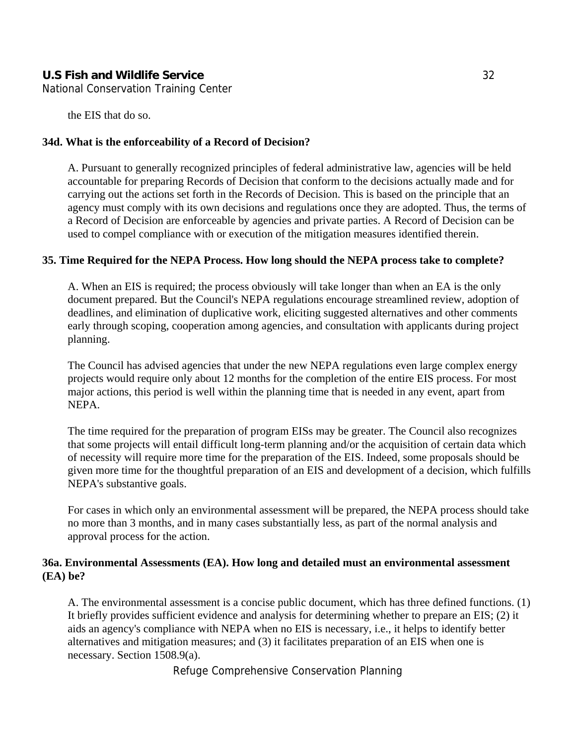the EIS that do so.

**34d. What is the enforceability of a Record of Decision?**

A. Pursuant to generally recognized principles of federal administrative law, agencies will be held accountable for preparing Records of Decision that conform to the decisions actually made and for carrying out the actions set forth in the Records of Decision. This is based on the principle that an agency must comply with its own decisions and regulations once they are adopted. Thus, the terms of a Record of Decision are enforceable by agencies and private parties. A Record of Decision can be used to compel compliance with or execution of the mitigation measures identified therein.

**35. Time Required for the NEPA Process. How long should the NEPA process take to complete?**

A. When an EIS is required; the process obviously will take longer than when an EA is the only document prepared. But the Council's NEPA regulations encourage streamlined review, adoption of deadlines, and elimination of duplicative work, eliciting suggested alternatives and other comments early through scoping, cooperation among agencies, and consultation with applicants during project planning.

The Council has advised agencies that under the new NEPA regulations even large complex energy projects would require only about 12 months for the completion of the entire EIS process. For most major actions, this period is well within the planning time that is needed in any event, apart from NEPA.

The time required for the preparation of program EISs may be greater. The Council also recognizes that some projects will entail difficult long-term planning and/or the acquisition of certain data which of necessity will require more time for the preparation of the EIS. Indeed, some proposals should be given more time for the thoughtful preparation of an EIS and development of a decision, which fulfills NEPA's substantive goals.

For cases in which only an environmental assessment will be prepared, the NEPA process should take no more than 3 months, and in many cases substantially less, as part of the normal analysis and approval process for the action.

**36a. Environmental Assessments (EA). How long and detailed must an environmental assessment (EA) be?**

A. The environmental assessment is a concise public document, which has three defined functions. (1) It briefly provides sufficient evidence and analysis for determining whether to prepare an EIS; (2) it aids an agency's compliance with NEPA when no EIS is necessary, i.e., it helps to identify better alternatives and mitigation measures; and (3) it facilitates preparation of an EIS when one is necessary. Section 1508.9(a).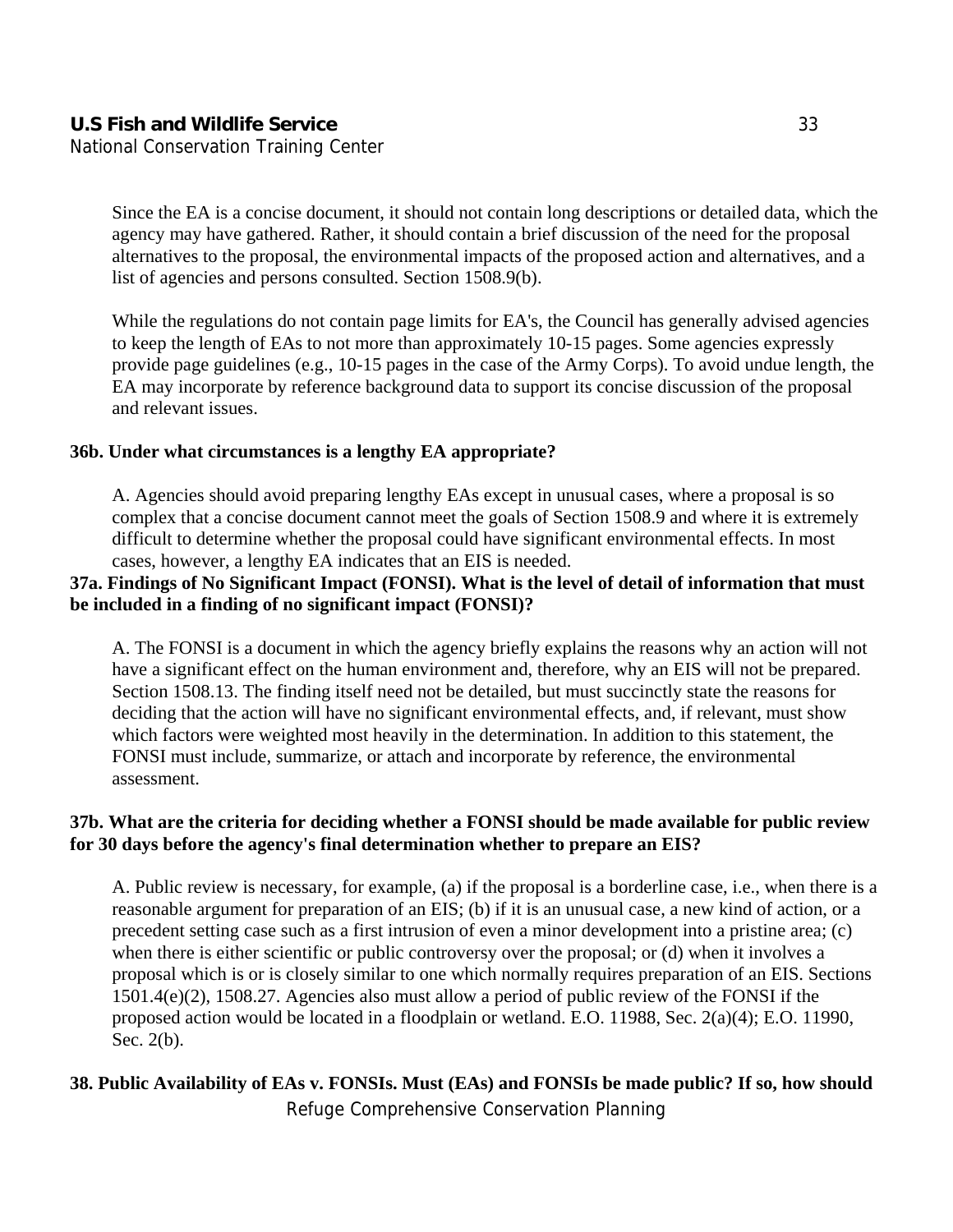Since the EA is a concise document, it should not contain long descriptions or detailed data, which the agency may have gathered. Rather, it should contain a brief discussion of the need for the proposal alternatives to the proposal, the environmental impacts of the proposed action and alternatives, and a list of agencies and persons consulted. Section 1508.9(b).

While the regulations do not contain page limits for EA's, the Council has generally advised agencies to keep the length of EAs to not more than approximately 10-15 pages. Some agencies expressly provide page guidelines (e.g., 10-15 pages in the case of the Army Corps). To avoid undue length, the EA may incorporate by reference background data to support its concise discussion of the proposal and relevant issues.

**36b. Under what circumstances is a lengthy EA appropriate?**

A. Agencies should avoid preparing lengthy EAs except in unusual cases, where a proposal is so complex that a concise document cannot meet the goals of Section 1508.9 and where it is extremely difficult to determine whether the proposal could have significant environmental effects. In most cases, however, a lengthy EA indicates that an EIS is needed.

**37a. Findings of No Significant Impact (FONSI). What is the level of detail of information that must be included in a finding of no significant impact (FONSI)?**

A. The FONSI is a document in which the agency briefly explains the reasons why an action will not have a significant effect on the human environment and, therefore, why an EIS will not be prepared. Section 1508.13. The finding itself need not be detailed, but must succinctly state the reasons for deciding that the action will have no significant environmental effects, and, if relevant, must show which factors were weighted most heavily in the determination. In addition to this statement, the FONSI must include, summarize, or attach and incorporate by reference, the environmental assessment.

**37b. What are the criteria for deciding whether a FONSI should be made available for public review for 30 days before the agency's final determination whether to prepare an EIS?**

A. Public review is necessary, for example, (a) if the proposal is a borderline case, i.e., when there is a reasonable argument for preparation of an EIS; (b) if it is an unusual case, a new kind of action, or a precedent setting case such as a first intrusion of even a minor development into a pristine area; (c) when there is either scientific or public controversy over the proposal; or (d) when it involves a proposal which is or is closely similar to one which normally requires preparation of an EIS. Sections 1501.4(e)(2), 1508.27. Agencies also must allow a period of public review of the FONSI if the proposed action would be located in a floodplain or wetland. E.O. 11988, Sec. 2(a)(4); E.O. 11990, Sec. 2(b).

**38. Public Availability of EAs v. FONSIs. Must (EAs) and FONSIs be made public? If so, how should**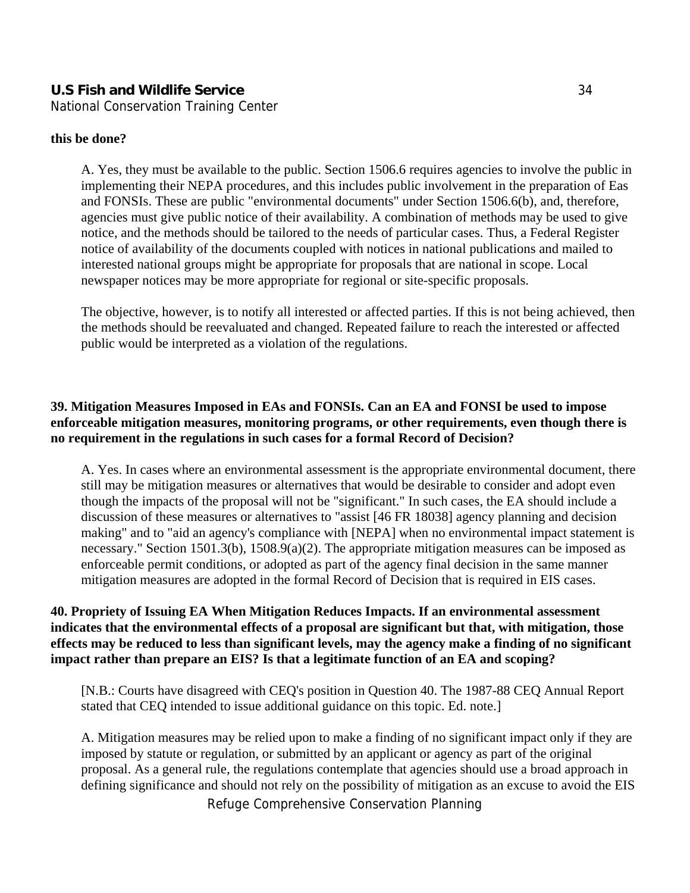**this be done?**

A. Yes, they must be available to the public. Section 1506.6 requires agencies to involve the public in implementing their NEPA procedures, and this includes public involvement in the preparation of Eas and FONSIs. These are public "environmental documents" under Section 1506.6(b), and, therefore, agencies must give public notice of their availability. A combination of methods may be used to give notice, and the methods should be tailored to the needs of particular cases. Thus, a Federal Register notice of availability of the documents coupled with notices in national publications and mailed to interested national groups might be appropriate for proposals that are national in scope. Local newspaper notices may be more appropriate for regional or site-specific proposals.

The objective, however, is to notify all interested or affected parties. If this is not being achieved, then the methods should be reevaluated and changed. Repeated failure to reach the interested or affected public would be interpreted as a violation of the regulations.

**39. Mitigation Measures Imposed in EAs and FONSIs. Can an EA and FONSI be used to impose enforceable mitigation measures, monitoring programs, or other requirements, even though there is no requirement in the regulations in such cases for a formal Record of Decision?**

A. Yes. In cases where an environmental assessment is the appropriate environmental document, there still may be mitigation measures or alternatives that would be desirable to consider and adopt even though the impacts of the proposal will not be "significant." In such cases, the EA should include a discussion of these measures or alternatives to "assist [46 FR 18038] agency planning and decision making" and to "aid an agency's compliance with [NEPA] when no environmental impact statement is necessary." Section 1501.3(b), 1508.9(a)(2). The appropriate mitigation measures can be imposed as enforceable permit conditions, or adopted as part of the agency final decision in the same manner mitigation measures are adopted in the formal Record of Decision that is required in EIS cases.

**40. Propriety of Issuing EA When Mitigation Reduces Impacts. If an environmental assessment indicates that the environmental effects of a proposal are significant but that, with mitigation, those effects may be reduced to less than significant levels, may the agency make a finding of no significant impact rather than prepare an EIS? Is that a legitimate function of an EA and scoping?**

[N.B.: Courts have disagreed with CEQ's position in Question 40. The 1987-88 CEQ Annual Report stated that CEQ intended to issue additional guidance on this topic. Ed. note.]

A. Mitigation measures may be relied upon to make a finding of no significant impact only if they are imposed by statute or regulation, or submitted by an applicant or agency as part of the original proposal. As a general rule, the regulations contemplate that agencies should use a broad approach in defining significance and should not rely on the possibility of mitigation as an excuse to avoid the EIS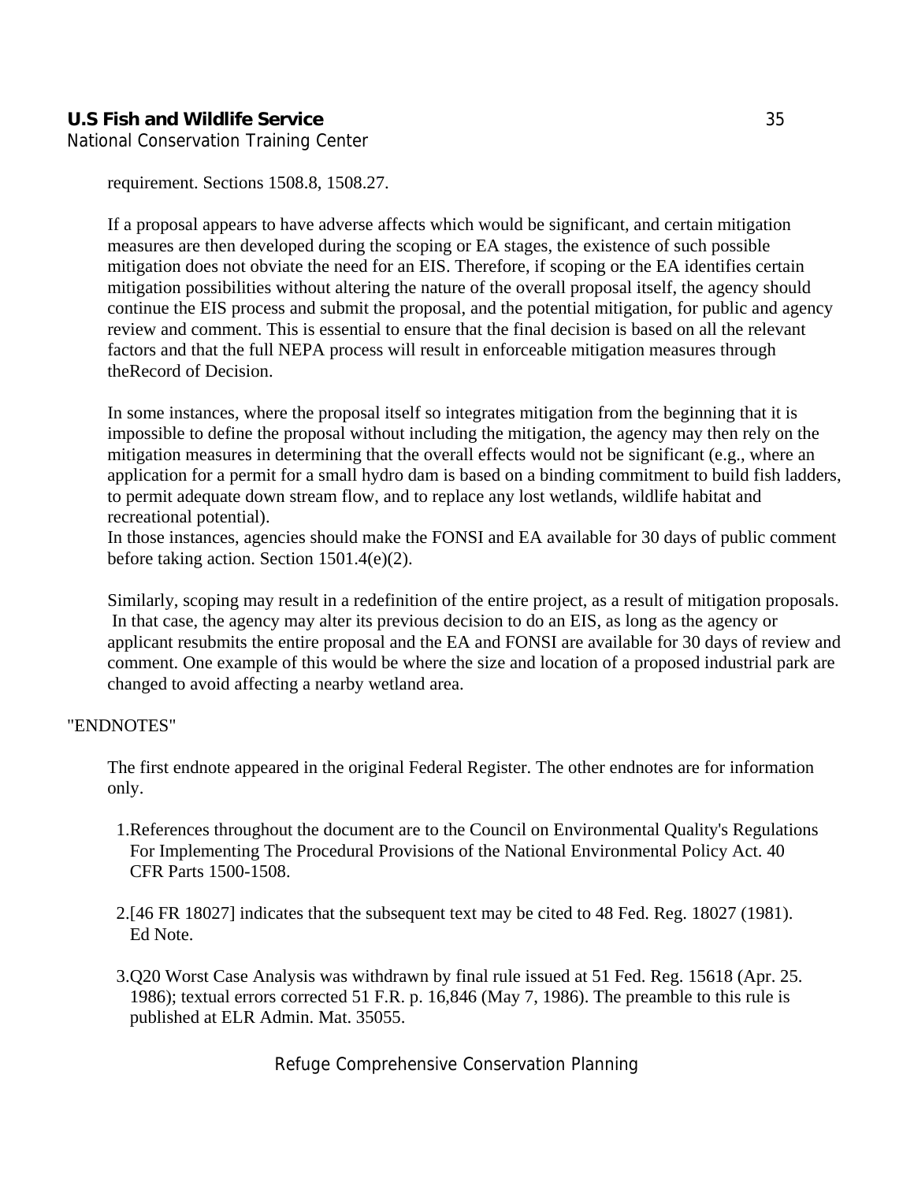requirement. Sections 1508.8, 1508.27.

If a proposal appears to have adverse affects which would be significant, and certain mitigation measures are then developed during the scoping or EA stages, the existence of such possible mitigation does not obviate the need for an EIS. Therefore, if scoping or the EA identifies certain mitigation possibilities without altering the nature of the overall proposal itself, the agency should continue the EIS process and submit the proposal, and the potential mitigation, for public and agency review and comment. This is essential to ensure that the final decision is based on all the relevant factors and that the full NEPA process will result in enforceable mitigation measures through theRecord of Decision.

In some instances, where the proposal itself so integrates mitigation from the beginning that it is impossible to define the proposal without including the mitigation, the agency may then rely on the mitigation measures in determining that the overall effects would not be significant (e.g., where an application for a permit for a small hydro dam is based on a binding commitment to build fish ladders, to permit adequate down stream flow, and to replace any lost wetlands, wildlife habitat and recreational potential).
In those instances, agencies should make the FONSI and EA available for 30 days of public comment before taking action. Section 1501.4(e)(2).

Similarly, scoping may result in a redefinition of the entire project, as a result of mitigation proposals. In that case, the agency may alter its previous decision to do an EIS, as long as the agency or applicant resubmits the entire proposal and the EA and FONSI are available for 30 days of review and comment. One example of this would be where the size and location of a proposed industrial park are changed to avoid affecting a nearby wetland area.

"ENDNOTES"

The first endnote appeared in the original Federal Register. The other endnotes are for information only.

1. References throughout the document are to the Council on Environmental Quality's Regulations For Implementing The Procedural Provisions of the National Environmental Policy Act. 40 CFR Parts 1500-1508.

2. [46 FR 18027] indicates that the subsequent text may be cited to 48 Fed. Reg. 18027 (1981). Ed Note.

3. Q20 Worst Case Analysis was withdrawn by final rule issued at 51 Fed. Reg. 15618 (Apr. 25. 1986); textual errors corrected 51 F.R. p. 16,846 (May 7, 1986). The preamble to this rule is published at ELR Admin. Mat. 35055.